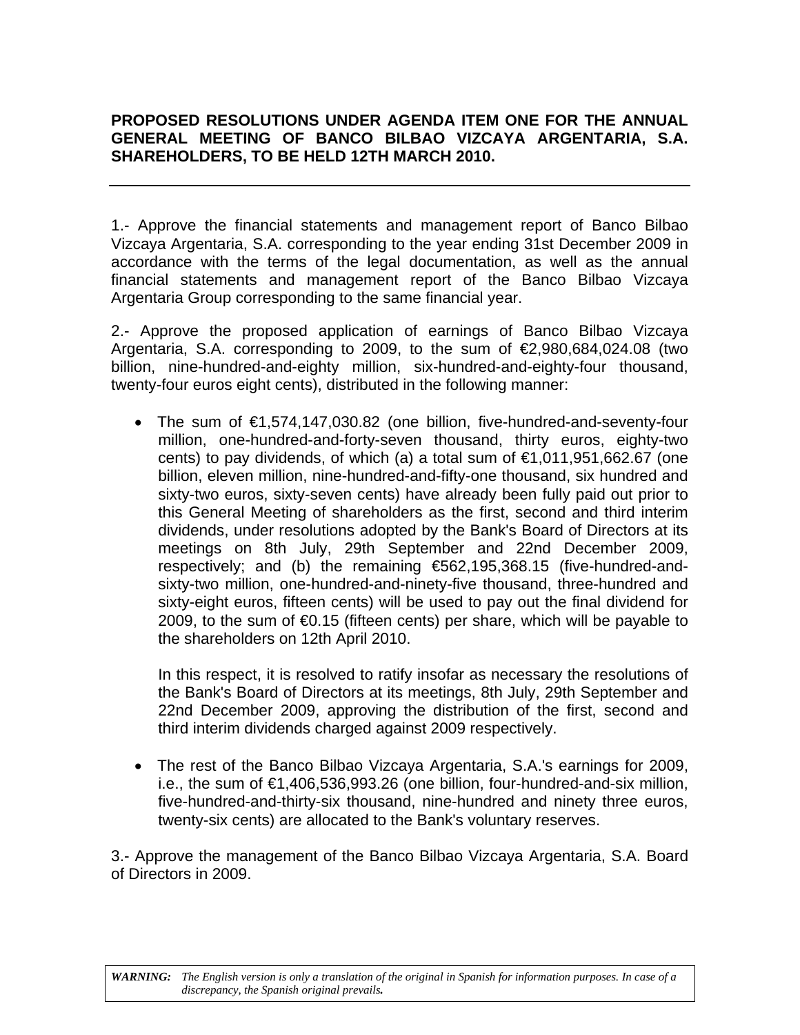**PROPOSED RESOLUTIONS UNDER AGENDA ITEM ONE FOR THE ANNUAL GENERAL MEETING OF BANCO BILBAO VIZCAYA ARGENTARIA, S.A. SHAREHOLDERS, TO BE HELD 12TH MARCH 2010.**

---

1.- Approve the financial statements and management report of Banco Bilbao Vizcaya Argentaria, S.A. corresponding to the year ending 31st December 2009 in accordance with the terms of the legal documentation, as well as the annual financial statements and management report of the Banco Bilbao Vizcaya Argentaria Group corresponding to the same financial year.

2.- Approve the proposed application of earnings of Banco Bilbao Vizcaya Argentaria, S.A. corresponding to 2009, to the sum of €2,980,684,024.08 (two billion, nine-hundred-and-eighty million, six-hundred-and-eighty-four thousand, twenty-four euros eight cents), distributed in the following manner:

- The sum of €1,574,147,030.82 (one billion, five-hundred-and-seventy-four million, one-hundred-and-forty-seven thousand, thirty euros, eighty-two cents) to pay dividends, of which (a) a total sum of €1,011,951,662.67 (one billion, eleven million, nine-hundred-and-fifty-one thousand, six hundred and sixty-two euros, sixty-seven cents) have already been fully paid out prior to this General Meeting of shareholders as the first, second and third interim dividends, under resolutions adopted by the Bank's Board of Directors at its meetings on 8th July, 29th September and 22nd December 2009, respectively; and (b) the remaining €562,195,368.15 (five-hundred-and-sixty-two million, one-hundred-and-ninety-five thousand, three-hundred and sixty-eight euros, fifteen cents) will be used to pay out the final dividend for 2009, to the sum of €0.15 (fifteen cents) per share, which will be payable to the shareholders on 12th April 2010.

  In this respect, it is resolved to ratify insofar as necessary the resolutions of the Bank's Board of Directors at its meetings, 8th July, 29th September and 22nd December 2009, approving the distribution of the first, second and third interim dividends charged against 2009 respectively.

- The rest of the Banco Bilbao Vizcaya Argentaria, S.A.'s earnings for 2009, i.e., the sum of €1,406,536,993.26 (one billion, four-hundred-and-six million, five-hundred-and-thirty-six thousand, nine-hundred and ninety three euros, twenty-six cents) are allocated to the Bank's voluntary reserves.

3.- Approve the management of the Banco Bilbao Vizcaya Argentaria, S.A. Board of Directors in 2009.

***WARNING:*** *The English version is only a translation of the original in Spanish for information purposes. In case of a discrepancy, the Spanish original prevails.*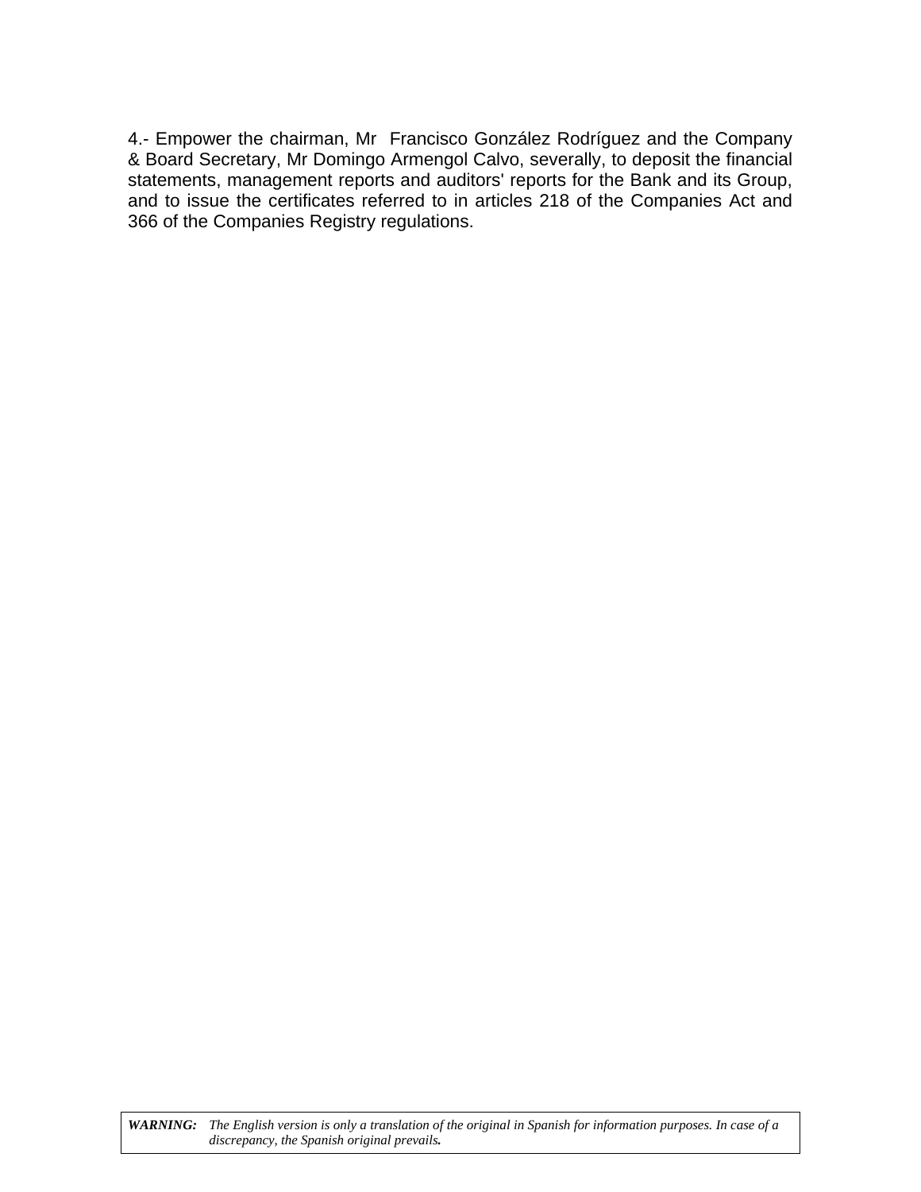4.- Empower the chairman, Mr Francisco González Rodríguez and the Company & Board Secretary, Mr Domingo Armengol Calvo, severally, to deposit the financial statements, management reports and auditors' reports for the Bank and its Group, and to issue the certificates referred to in articles 218 of the Companies Act and 366 of the Companies Registry regulations.

***WARNING:*** *The English version is only a translation of the original in Spanish for information purposes. In case of a discrepancy, the Spanish original prevails.*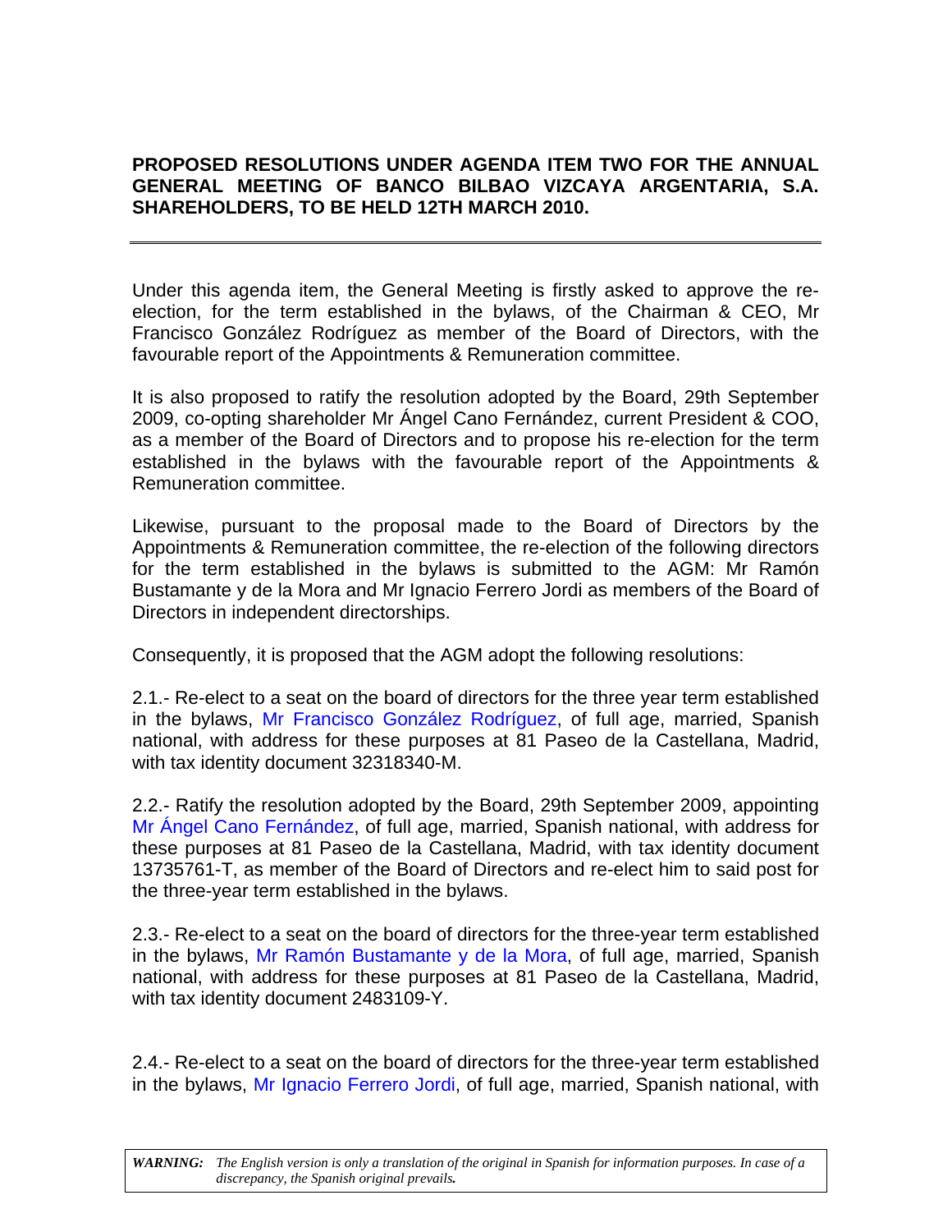**PROPOSED RESOLUTIONS UNDER AGENDA ITEM TWO FOR THE ANNUAL GENERAL MEETING OF BANCO BILBAO VIZCAYA ARGENTARIA, S.A. SHAREHOLDERS, TO BE HELD 12TH MARCH 2010.**

---

Under this agenda item, the General Meeting is firstly asked to approve the re-election, for the term established in the bylaws, of the Chairman & CEO, Mr Francisco González Rodríguez as member of the Board of Directors, with the favourable report of the Appointments & Remuneration committee.

It is also proposed to ratify the resolution adopted by the Board, 29th September 2009, co-opting shareholder Mr Ángel Cano Fernández, current President & COO, as a member of the Board of Directors and to propose his re-election for the term established in the bylaws with the favourable report of the Appointments & Remuneration committee.

Likewise, pursuant to the proposal made to the Board of Directors by the Appointments & Remuneration committee, the re-election of the following directors for the term established in the bylaws is submitted to the AGM: Mr Ramón Bustamante y de la Mora and Mr Ignacio Ferrero Jordi as members of the Board of Directors in independent directorships.

Consequently, it is proposed that the AGM adopt the following resolutions:

2.1.- Re-elect to a seat on the board of directors for the three year term established in the bylaws, Mr Francisco González Rodríguez, of full age, married, Spanish national, with address for these purposes at 81 Paseo de la Castellana, Madrid, with tax identity document 32318340-M.

2.2.- Ratify the resolution adopted by the Board, 29th September 2009, appointing Mr Ángel Cano Fernández, of full age, married, Spanish national, with address for these purposes at 81 Paseo de la Castellana, Madrid, with tax identity document 13735761-T, as member of the Board of Directors and re-elect him to said post for the three-year term established in the bylaws.

2.3.- Re-elect to a seat on the board of directors for the three-year term established in the bylaws, Mr Ramón Bustamante y de la Mora, of full age, married, Spanish national, with address for these purposes at 81 Paseo de la Castellana, Madrid, with tax identity document 2483109-Y.

2.4.- Re-elect to a seat on the board of directors for the three-year term established in the bylaws, Mr Ignacio Ferrero Jordi, of full age, married, Spanish national, with

***WARNING:*** *The English version is only a translation of the original in Spanish for information purposes. In case of a discrepancy, the Spanish original prevails.*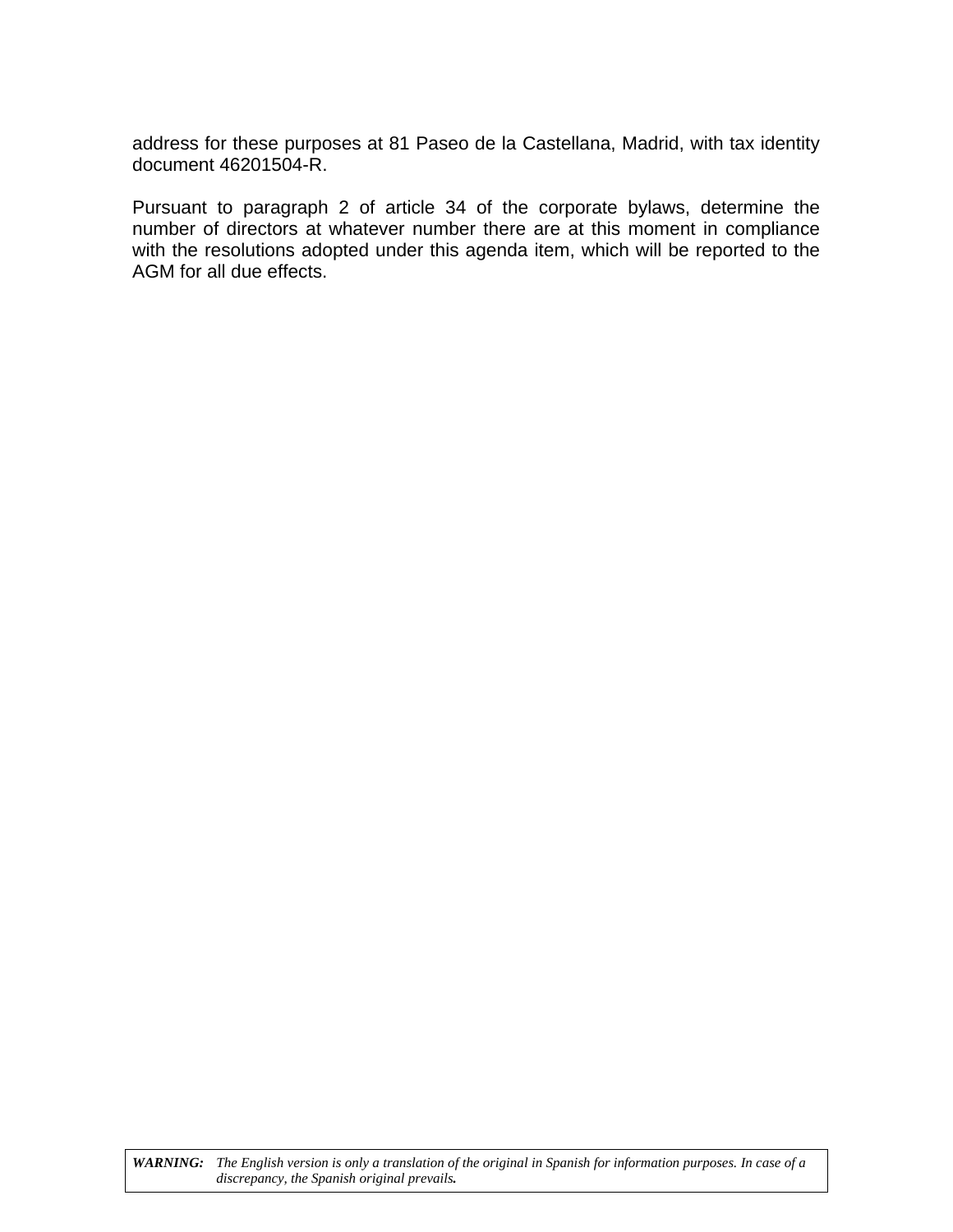address for these purposes at 81 Paseo de la Castellana, Madrid, with tax identity document 46201504-R.

Pursuant to paragraph 2 of article 34 of the corporate bylaws, determine the number of directors at whatever number there are at this moment in compliance with the resolutions adopted under this agenda item, which will be reported to the AGM for all due effects.

| | |
|---|---|
| ***WARNING:*** | *The English version is only a translation of the original in Spanish for information purposes. In case of a discrepancy, the Spanish original prevails.* |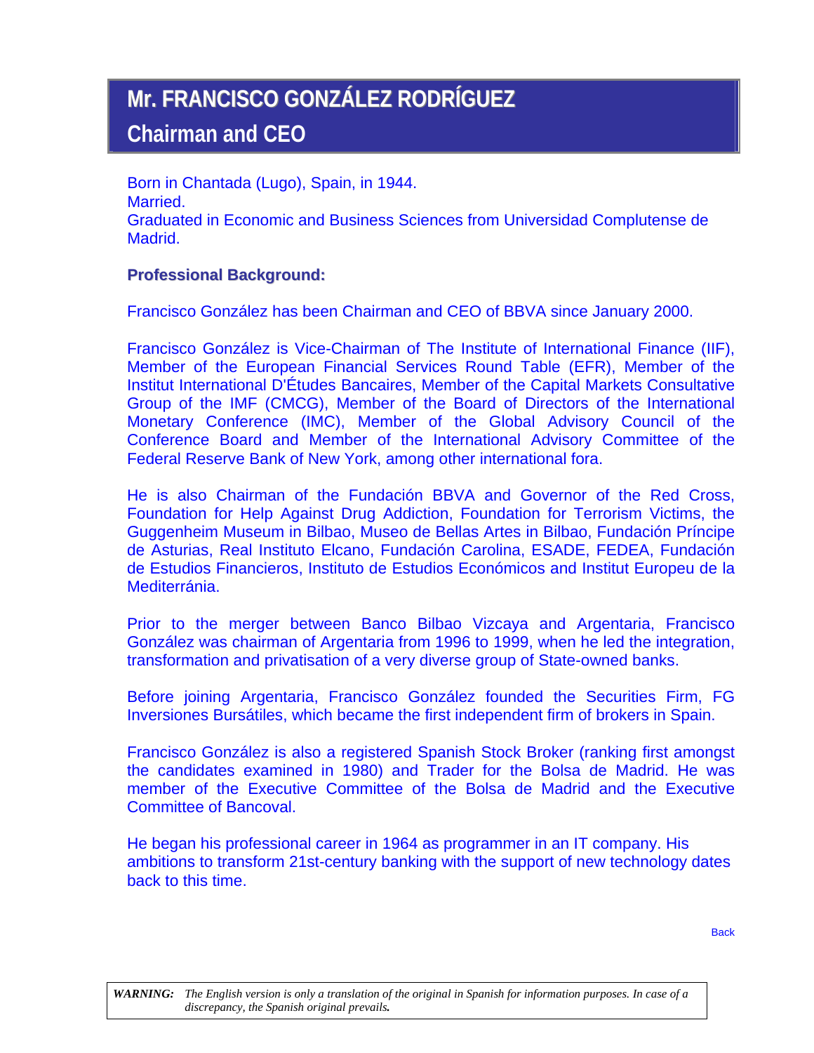# Mr. FRANCISCO GONZÁLEZ RODRÍGUEZ

## Chairman and CEO

Born in Chantada (Lugo), Spain, in 1944.
Married.
Graduated in Economic and Business Sciences from Universidad Complutense de Madrid.

**Professional Background:**

Francisco González has been Chairman and CEO of BBVA since January 2000.

Francisco González is Vice-Chairman of The Institute of International Finance (IIF), Member of the European Financial Services Round Table (EFR), Member of the Institut International D'Études Bancaires, Member of the Capital Markets Consultative Group of the IMF (CMCG), Member of the Board of Directors of the International Monetary Conference (IMC), Member of the Global Advisory Council of the Conference Board and Member of the International Advisory Committee of the Federal Reserve Bank of New York, among other international fora.

He is also Chairman of the Fundación BBVA and Governor of the Red Cross, Foundation for Help Against Drug Addiction, Foundation for Terrorism Victims, the Guggenheim Museum in Bilbao, Museo de Bellas Artes in Bilbao, Fundación Príncipe de Asturias, Real Instituto Elcano, Fundación Carolina, ESADE, FEDEA, Fundación de Estudios Financieros, Instituto de Estudios Económicos and Institut Europeu de la Mediterránia.

Prior to the merger between Banco Bilbao Vizcaya and Argentaria, Francisco González was chairman of Argentaria from 1996 to 1999, when he led the integration, transformation and privatisation of a very diverse group of State-owned banks.

Before joining Argentaria, Francisco González founded the Securities Firm, FG Inversiones Bursátiles, which became the first independent firm of brokers in Spain.

Francisco González is also a registered Spanish Stock Broker (ranking first amongst the candidates examined in 1980) and Trader for the Bolsa de Madrid. He was member of the Executive Committee of the Bolsa de Madrid and the Executive Committee of Bancoval.

He began his professional career in 1964 as programmer in an IT company. His ambitions to transform 21st-century banking with the support of new technology dates back to this time.

Back

***WARNING:*** *The English version is only a translation of the original in Spanish for information purposes. In case of a discrepancy, the Spanish original prevails.*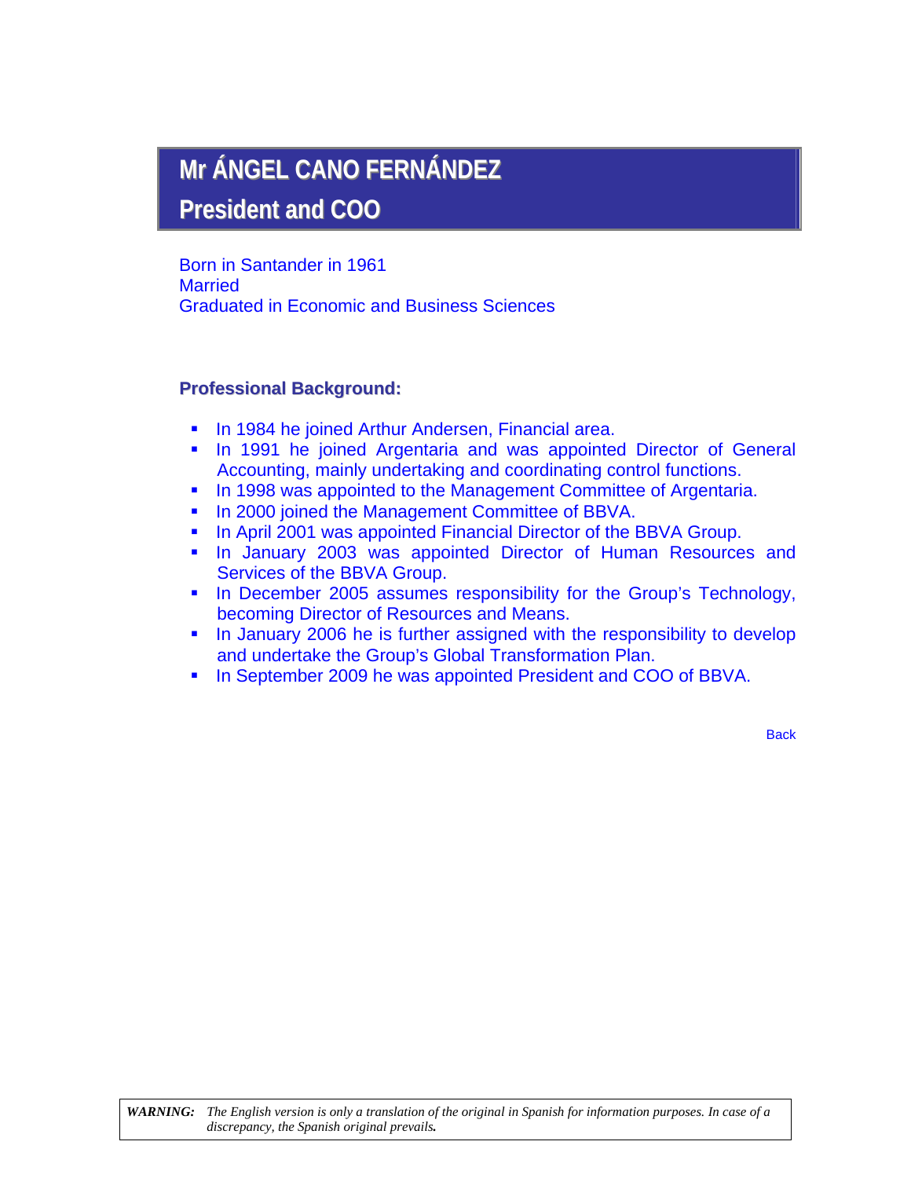# Mr ÁNGEL CANO FERNÁNDEZ
## President and COO

Born in Santander in 1961
Married
Graduated in Economic and Business Sciences

### Professional Background:

- In 1984 he joined Arthur Andersen, Financial area.
- In 1991 he joined Argentaria and was appointed Director of General Accounting, mainly undertaking and coordinating control functions.
- In 1998 was appointed to the Management Committee of Argentaria.
- In 2000 joined the Management Committee of BBVA.
- In April 2001 was appointed Financial Director of the BBVA Group.
- In January 2003 was appointed Director of Human Resources and Services of the BBVA Group.
- In December 2005 assumes responsibility for the Group's Technology, becoming Director of Resources and Means.
- In January 2006 he is further assigned with the responsibility to develop and undertake the Group's Global Transformation Plan.
- In September 2009 he was appointed President and COO of BBVA.

Back

***WARNING:*** *The English version is only a translation of the original in Spanish for information purposes. In case of a discrepancy, the Spanish original prevails.*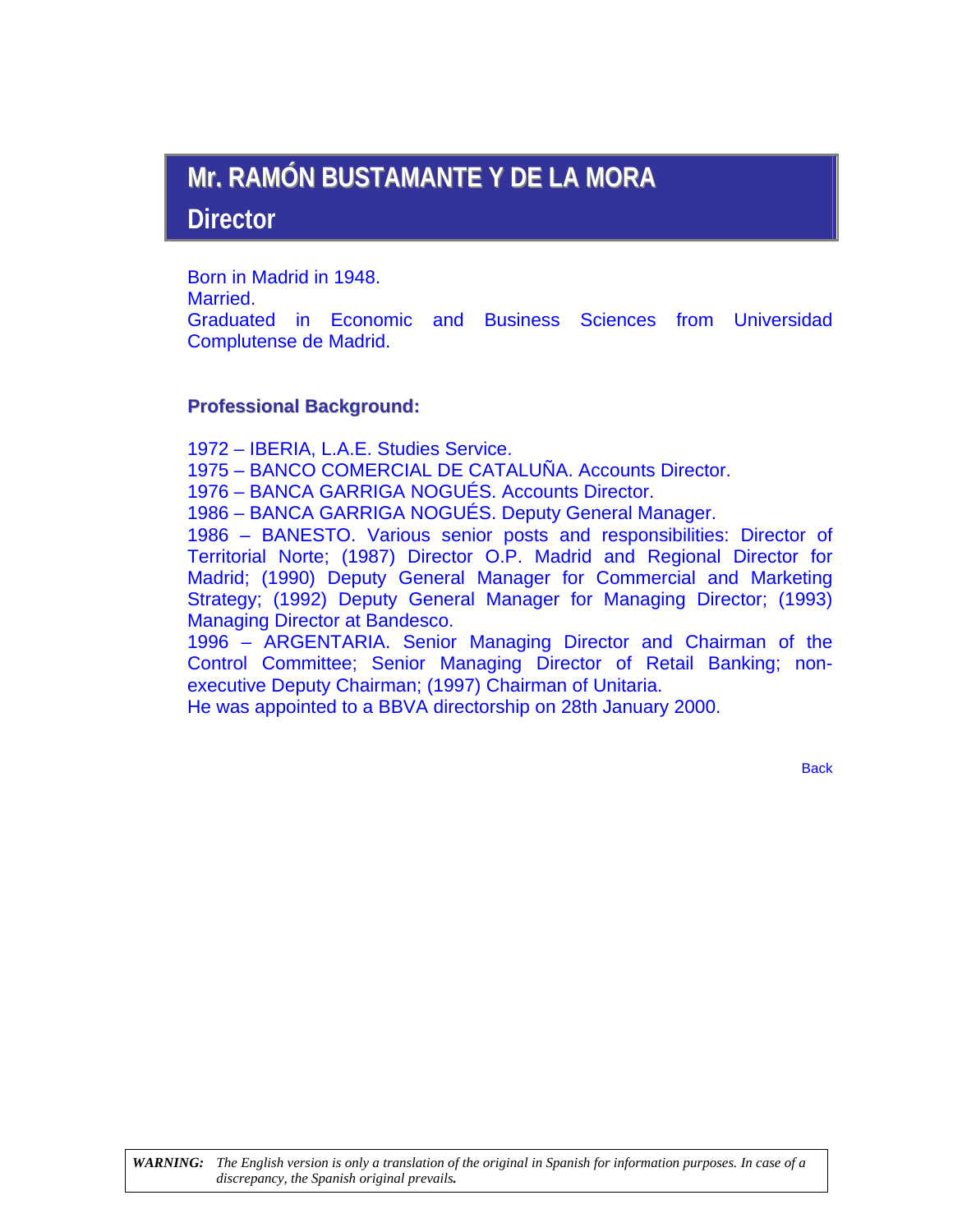# Mr. RAMÓN BUSTAMANTE Y DE LA MORA

## Director

Born in Madrid in 1948.
Married.
Graduated in Economic and Business Sciences from Universidad Complutense de Madrid.

### Professional Background:

1972 – IBERIA, L.A.E. Studies Service.
1975 – BANCO COMERCIAL DE CATALUÑA. Accounts Director.
1976 – BANCA GARRIGA NOGUÉS. Accounts Director.
1986 – BANCA GARRIGA NOGUÉS. Deputy General Manager.
1986 – BANESTO. Various senior posts and responsibilities: Director of Territorial Norte; (1987) Director O.P. Madrid and Regional Director for Madrid; (1990) Deputy General Manager for Commercial and Marketing Strategy; (1992) Deputy General Manager for Managing Director; (1993) Managing Director at Bandesco.
1996 – ARGENTARIA. Senior Managing Director and Chairman of the Control Committee; Senior Managing Director of Retail Banking; non-executive Deputy Chairman; (1997) Chairman of Unitaria.
He was appointed to a BBVA directorship on 28th January 2000.

Back

***WARNING:*** *The English version is only a translation of the original in Spanish for information purposes. In case of a discrepancy, the Spanish original prevails.*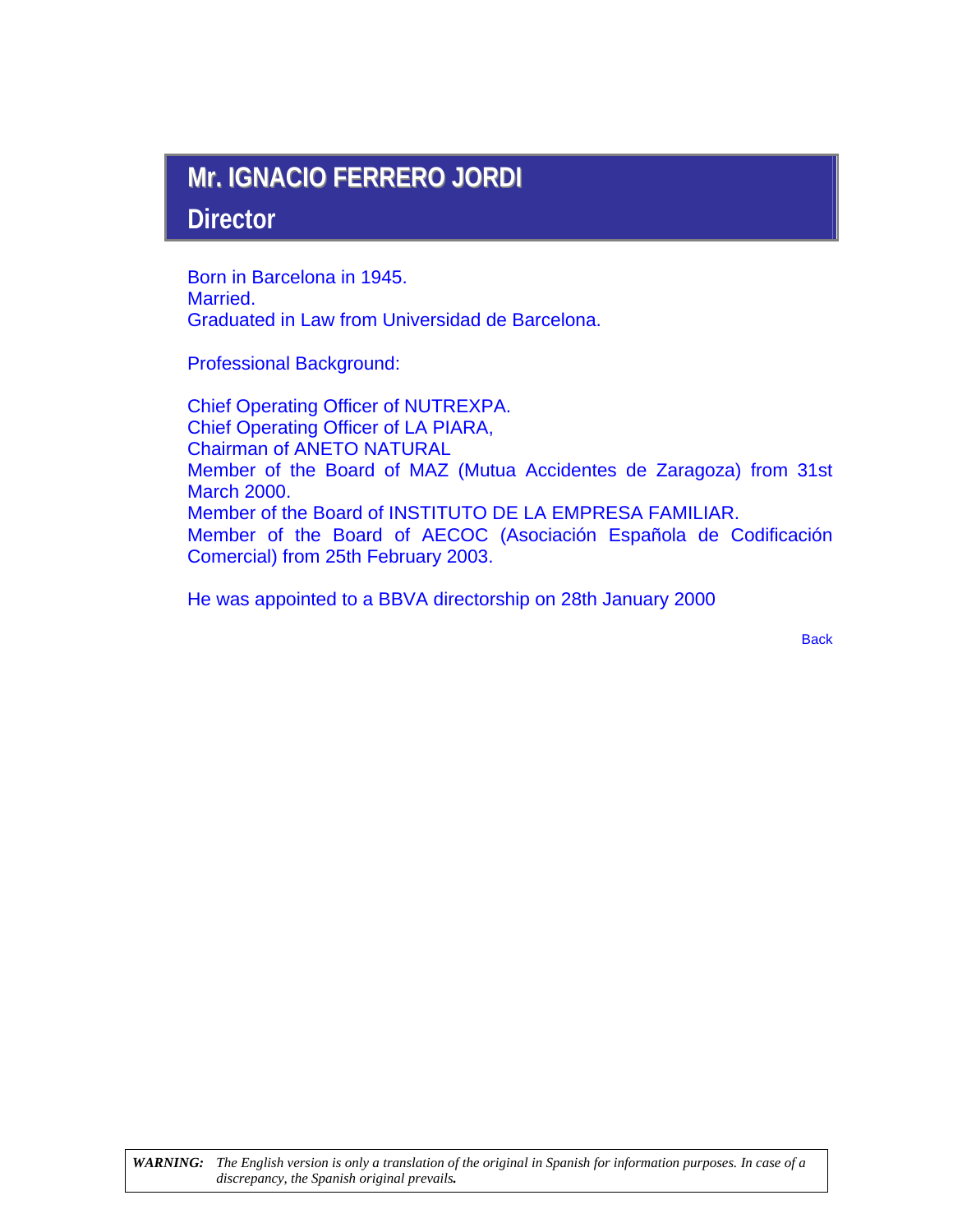# Mr. IGNACIO FERRERO JORDI

## Director

Born in Barcelona in 1945.
Married.
Graduated in Law from Universidad de Barcelona.

Professional Background:

Chief Operating Officer of NUTREXPA.
Chief Operating Officer of LA PIARA,
Chairman of ANETO NATURAL
Member of the Board of MAZ (Mutua Accidentes de Zaragoza) from 31st March 2000.
Member of the Board of INSTITUTO DE LA EMPRESA FAMILIAR.
Member of the Board of AECOC (Asociación Española de Codificación Comercial) from 25th February 2003.

He was appointed to a BBVA directorship on 28th January 2000

Back

***WARNING:*** *The English version is only a translation of the original in Spanish for information purposes. In case of a discrepancy, the Spanish original prevails.*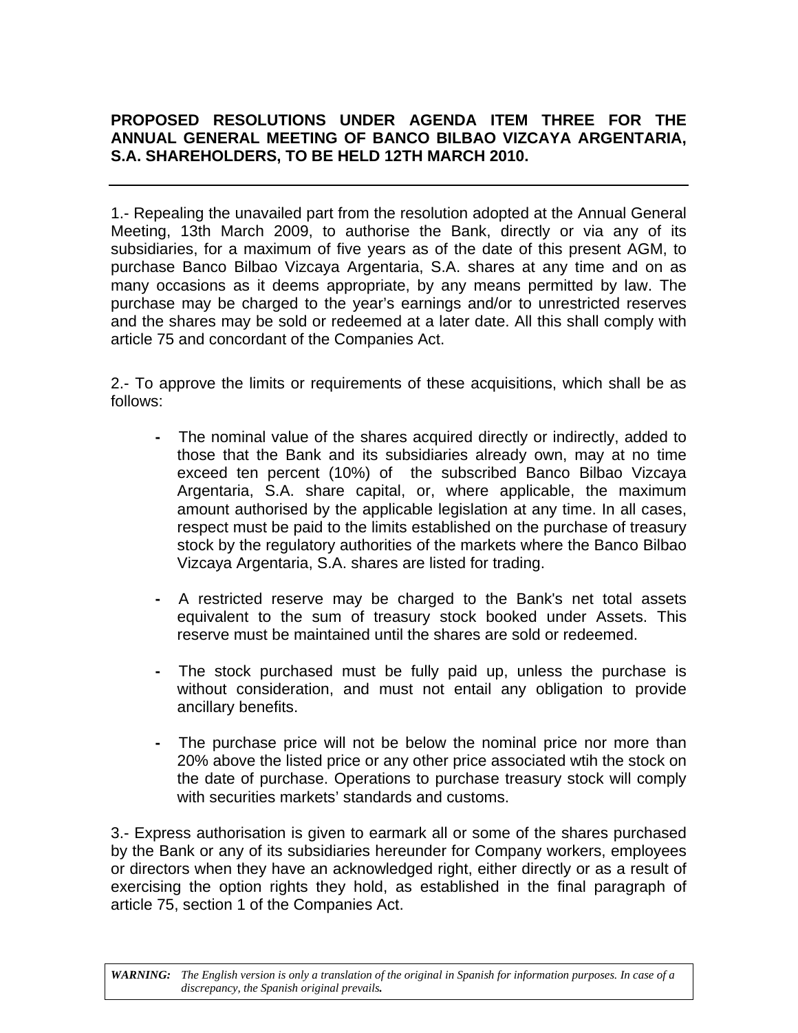**PROPOSED RESOLUTIONS UNDER AGENDA ITEM THREE FOR THE ANNUAL GENERAL MEETING OF BANCO BILBAO VIZCAYA ARGENTARIA, S.A. SHAREHOLDERS, TO BE HELD 12TH MARCH 2010.**

---

1.- Repealing the unavailed part from the resolution adopted at the Annual General Meeting, 13th March 2009, to authorise the Bank, directly or via any of its subsidiaries, for a maximum of five years as of the date of this present AGM, to purchase Banco Bilbao Vizcaya Argentaria, S.A. shares at any time and on as many occasions as it deems appropriate, by any means permitted by law. The purchase may be charged to the year's earnings and/or to unrestricted reserves and the shares may be sold or redeemed at a later date. All this shall comply with article 75 and concordant of the Companies Act.

2.- To approve the limits or requirements of these acquisitions, which shall be as follows:

- The nominal value of the shares acquired directly or indirectly, added to those that the Bank and its subsidiaries already own, may at no time exceed ten percent (10%) of the subscribed Banco Bilbao Vizcaya Argentaria, S.A. share capital, or, where applicable, the maximum amount authorised by the applicable legislation at any time. In all cases, respect must be paid to the limits established on the purchase of treasury stock by the regulatory authorities of the markets where the Banco Bilbao Vizcaya Argentaria, S.A. shares are listed for trading.

- A restricted reserve may be charged to the Bank's net total assets equivalent to the sum of treasury stock booked under Assets. This reserve must be maintained until the shares are sold or redeemed.

- The stock purchased must be fully paid up, unless the purchase is without consideration, and must not entail any obligation to provide ancillary benefits.

- The purchase price will not be below the nominal price nor more than 20% above the listed price or any other price associated wtih the stock on the date of purchase. Operations to purchase treasury stock will comply with securities markets' standards and customs.

3.- Express authorisation is given to earmark all or some of the shares purchased by the Bank or any of its subsidiaries hereunder for Company workers, employees or directors when they have an acknowledged right, either directly or as a result of exercising the option rights they hold, as established in the final paragraph of article 75, section 1 of the Companies Act.

***WARNING:*** *The English version is only a translation of the original in Spanish for information purposes. In case of a discrepancy, the Spanish original prevails.*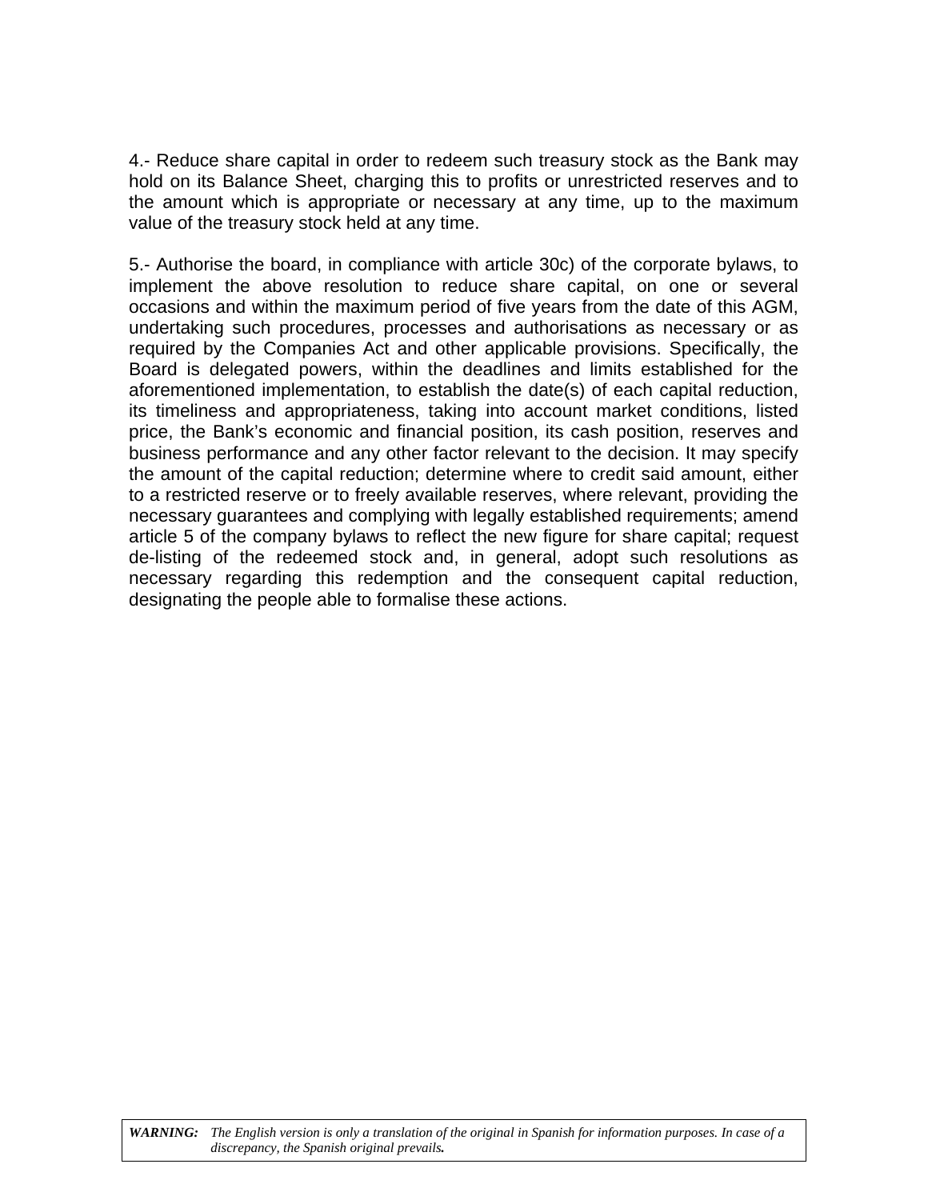4.- Reduce share capital in order to redeem such treasury stock as the Bank may hold on its Balance Sheet, charging this to profits or unrestricted reserves and to the amount which is appropriate or necessary at any time, up to the maximum value of the treasury stock held at any time.

5.- Authorise the board, in compliance with article 30c) of the corporate bylaws, to implement the above resolution to reduce share capital, on one or several occasions and within the maximum period of five years from the date of this AGM, undertaking such procedures, processes and authorisations as necessary or as required by the Companies Act and other applicable provisions. Specifically, the Board is delegated powers, within the deadlines and limits established for the aforementioned implementation, to establish the date(s) of each capital reduction, its timeliness and appropriateness, taking into account market conditions, listed price, the Bank's economic and financial position, its cash position, reserves and business performance and any other factor relevant to the decision. It may specify the amount of the capital reduction; determine where to credit said amount, either to a restricted reserve or to freely available reserves, where relevant, providing the necessary guarantees and complying with legally established requirements; amend article 5 of the company bylaws to reflect the new figure for share capital; request de-listing of the redeemed stock and, in general, adopt such resolutions as necessary regarding this redemption and the consequent capital reduction, designating the people able to formalise these actions.

***WARNING:*** *The English version is only a translation of the original in Spanish for information purposes. In case of a discrepancy, the Spanish original prevails.*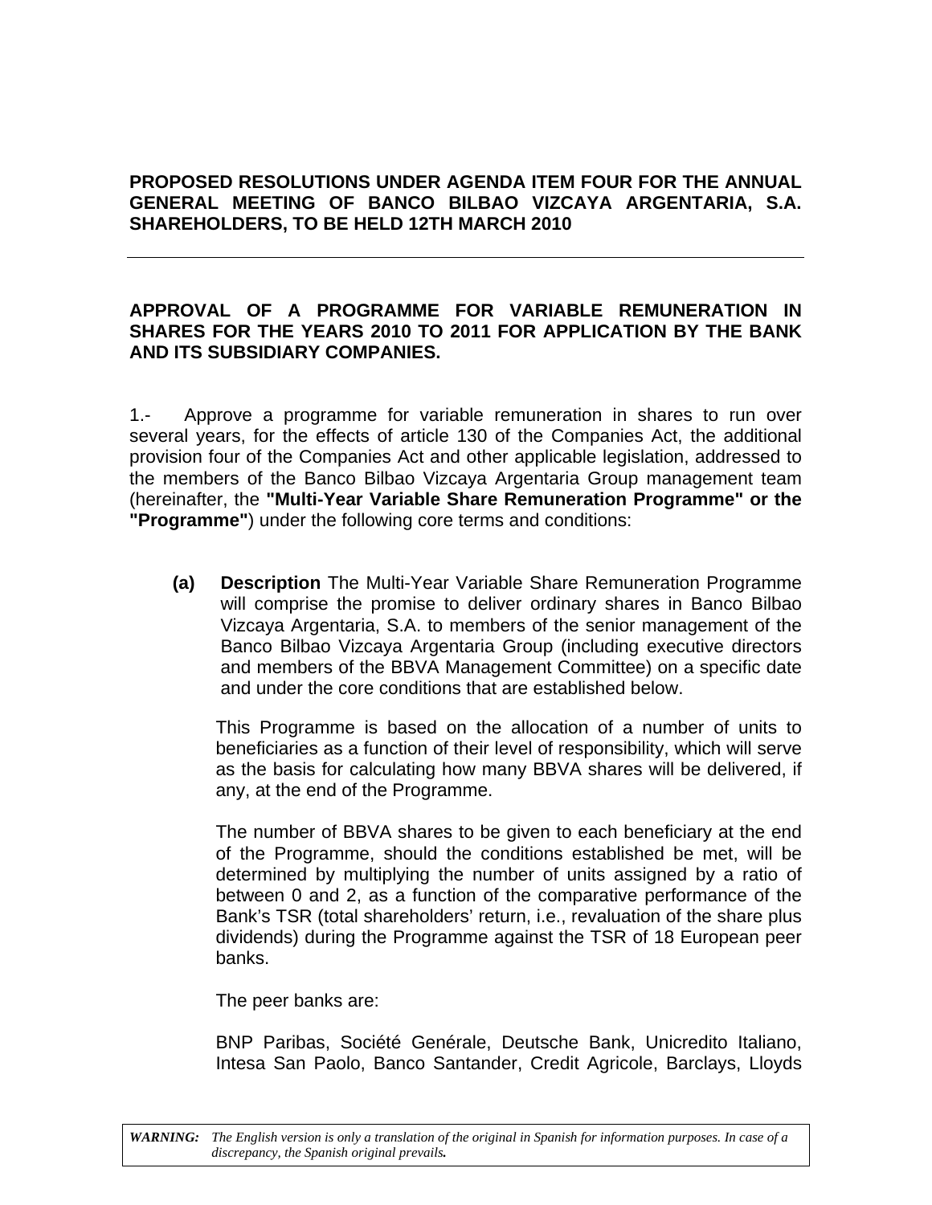**PROPOSED RESOLUTIONS UNDER AGENDA ITEM FOUR FOR THE ANNUAL GENERAL MEETING OF BANCO BILBAO VIZCAYA ARGENTARIA, S.A. SHAREHOLDERS, TO BE HELD 12TH MARCH 2010**

---

**APPROVAL OF A PROGRAMME FOR VARIABLE REMUNERATION IN SHARES FOR THE YEARS 2010 TO 2011 FOR APPLICATION BY THE BANK AND ITS SUBSIDIARY COMPANIES.**

1.- Approve a programme for variable remuneration in shares to run over several years, for the effects of article 130 of the Companies Act, the additional provision four of the Companies Act and other applicable legislation, addressed to the members of the Banco Bilbao Vizcaya Argentaria Group management team (hereinafter, the **"Multi-Year Variable Share Remuneration Programme" or the "Programme"**) under the following core terms and conditions:

**(a) Description** The Multi-Year Variable Share Remuneration Programme will comprise the promise to deliver ordinary shares in Banco Bilbao Vizcaya Argentaria, S.A. to members of the senior management of the Banco Bilbao Vizcaya Argentaria Group (including executive directors and members of the BBVA Management Committee) on a specific date and under the core conditions that are established below.

This Programme is based on the allocation of a number of units to beneficiaries as a function of their level of responsibility, which will serve as the basis for calculating how many BBVA shares will be delivered, if any, at the end of the Programme.

The number of BBVA shares to be given to each beneficiary at the end of the Programme, should the conditions established be met, will be determined by multiplying the number of units assigned by a ratio of between 0 and 2, as a function of the comparative performance of the Bank's TSR (total shareholders' return, i.e., revaluation of the share plus dividends) during the Programme against the TSR of 18 European peer banks.

The peer banks are:

BNP Paribas, Société Genérale, Deutsche Bank, Unicredito Italiano, Intesa San Paolo, Banco Santander, Credit Agricole, Barclays, Lloyds

*WARNING: The English version is only a translation of the original in Spanish for information purposes. In case of a discrepancy, the Spanish original prevails.*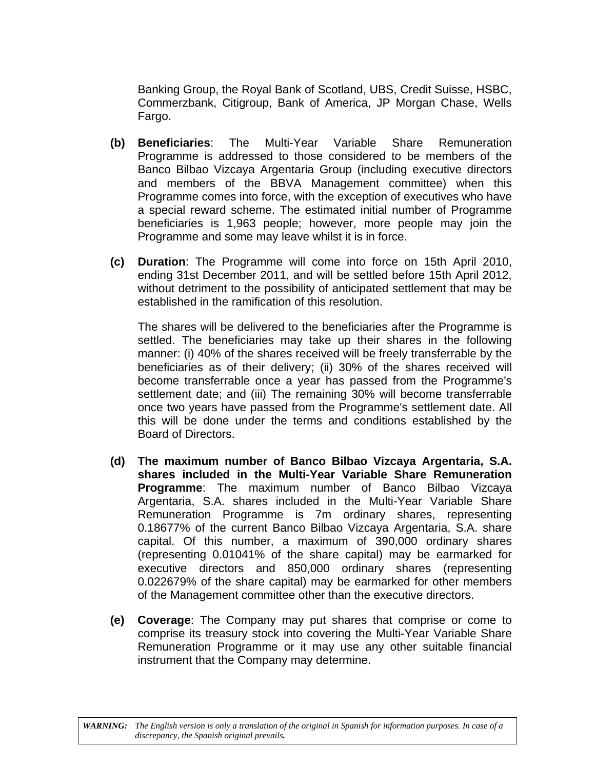Banking Group, the Royal Bank of Scotland, UBS, Credit Suisse, HSBC, Commerzbank, Citigroup, Bank of America, JP Morgan Chase, Wells Fargo.

**(b)** **Beneficiaries**: The Multi-Year Variable Share Remuneration Programme is addressed to those considered to be members of the Banco Bilbao Vizcaya Argentaria Group (including executive directors and members of the BBVA Management committee) when this Programme comes into force, with the exception of executives who have a special reward scheme. The estimated initial number of Programme beneficiaries is 1,963 people; however, more people may join the Programme and some may leave whilst it is in force.

**(c)** **Duration**: The Programme will come into force on 15th April 2010, ending 31st December 2011, and will be settled before 15th April 2012, without detriment to the possibility of anticipated settlement that may be established in the ramification of this resolution.

The shares will be delivered to the beneficiaries after the Programme is settled. The beneficiaries may take up their shares in the following manner: (i) 40% of the shares received will be freely transferrable by the beneficiaries as of their delivery; (ii) 30% of the shares received will become transferrable once a year has passed from the Programme's settlement date; and (iii) The remaining 30% will become transferrable once two years have passed from the Programme's settlement date. All this will be done under the terms and conditions established by the Board of Directors.

**(d)** **The maximum number of Banco Bilbao Vizcaya Argentaria, S.A. shares included in the Multi-Year Variable Share Remuneration Programme**: The maximum number of Banco Bilbao Vizcaya Argentaria, S.A. shares included in the Multi-Year Variable Share Remuneration Programme is 7m ordinary shares, representing 0.18677% of the current Banco Bilbao Vizcaya Argentaria, S.A. share capital. Of this number, a maximum of 390,000 ordinary shares (representing 0.01041% of the share capital) may be earmarked for executive directors and 850,000 ordinary shares (representing 0.022679% of the share capital) may be earmarked for other members of the Management committee other than the executive directors.

**(e)** **Coverage**: The Company may put shares that comprise or come to comprise its treasury stock into covering the Multi-Year Variable Share Remuneration Programme or it may use any other suitable financial instrument that the Company may determine.

***WARNING:*** *The English version is only a translation of the original in Spanish for information purposes. In case of a discrepancy, the Spanish original prevails.*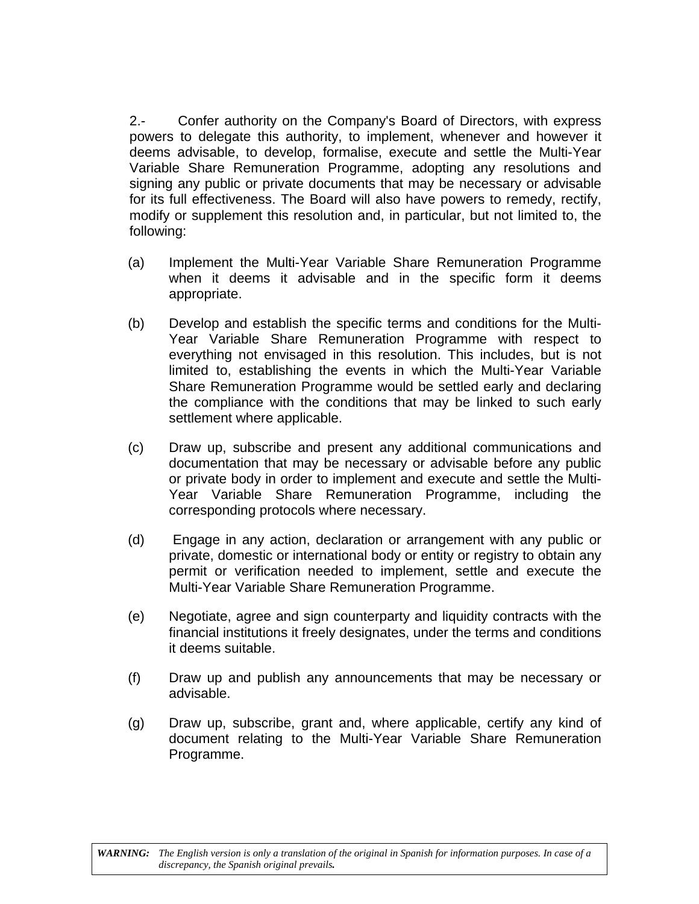2.- Confer authority on the Company's Board of Directors, with express powers to delegate this authority, to implement, whenever and however it deems advisable, to develop, formalise, execute and settle the Multi-Year Variable Share Remuneration Programme, adopting any resolutions and signing any public or private documents that may be necessary or advisable for its full effectiveness. The Board will also have powers to remedy, rectify, modify or supplement this resolution and, in particular, but not limited to, the following:

(a) Implement the Multi-Year Variable Share Remuneration Programme when it deems it advisable and in the specific form it deems appropriate.

(b) Develop and establish the specific terms and conditions for the Multi-Year Variable Share Remuneration Programme with respect to everything not envisaged in this resolution. This includes, but is not limited to, establishing the events in which the Multi-Year Variable Share Remuneration Programme would be settled early and declaring the compliance with the conditions that may be linked to such early settlement where applicable.

(c) Draw up, subscribe and present any additional communications and documentation that may be necessary or advisable before any public or private body in order to implement and execute and settle the Multi-Year Variable Share Remuneration Programme, including the corresponding protocols where necessary.

(d) Engage in any action, declaration or arrangement with any public or private, domestic or international body or entity or registry to obtain any permit or verification needed to implement, settle and execute the Multi-Year Variable Share Remuneration Programme.

(e) Negotiate, agree and sign counterparty and liquidity contracts with the financial institutions it freely designates, under the terms and conditions it deems suitable.

(f) Draw up and publish any announcements that may be necessary or advisable.

(g) Draw up, subscribe, grant and, where applicable, certify any kind of document relating to the Multi-Year Variable Share Remuneration Programme.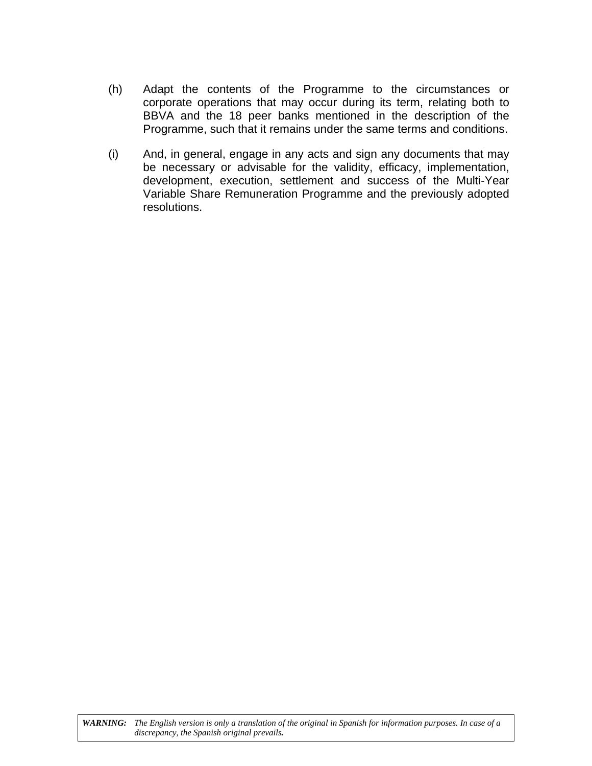(h) Adapt the contents of the Programme to the circumstances or corporate operations that may occur during its term, relating both to BBVA and the 18 peer banks mentioned in the description of the Programme, such that it remains under the same terms and conditions.

(i) And, in general, engage in any acts and sign any documents that may be necessary or advisable for the validity, efficacy, implementation, development, execution, settlement and success of the Multi-Year Variable Share Remuneration Programme and the previously adopted resolutions.

***WARNING:*** *The English version is only a translation of the original in Spanish for information purposes. In case of a discrepancy, the Spanish original prevails.*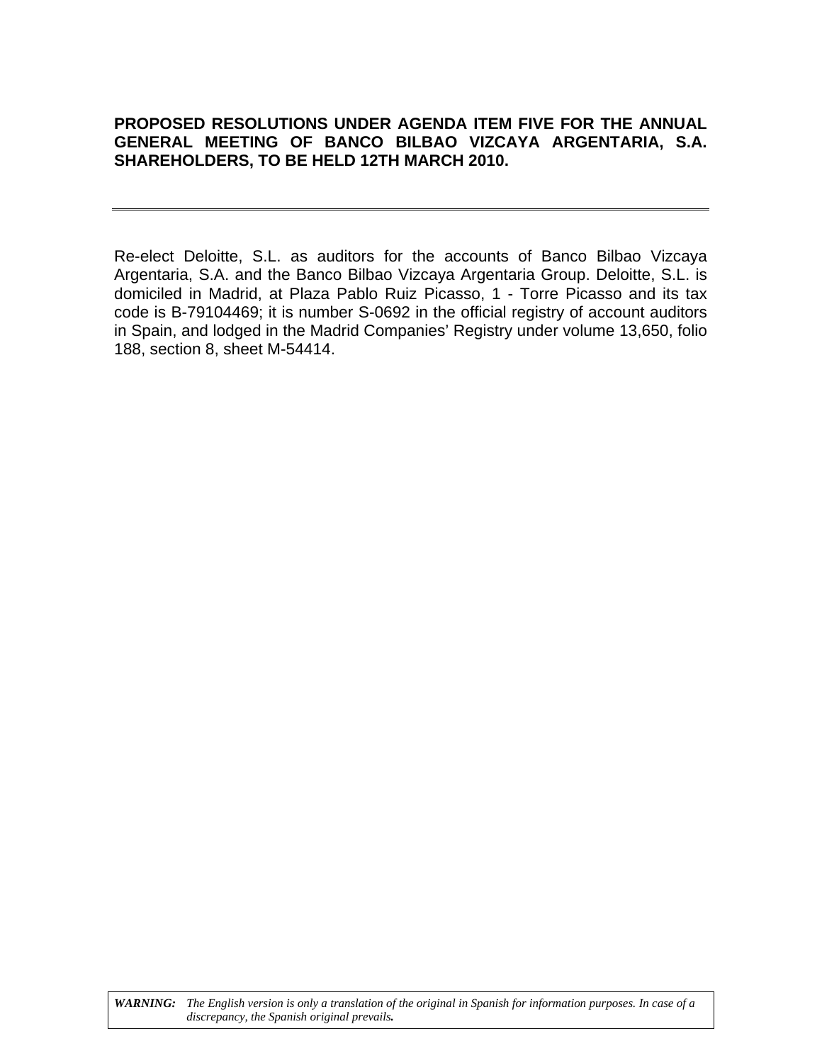**PROPOSED RESOLUTIONS UNDER AGENDA ITEM FIVE FOR THE ANNUAL GENERAL MEETING OF BANCO BILBAO VIZCAYA ARGENTARIA, S.A. SHAREHOLDERS, TO BE HELD 12TH MARCH 2010.**

---

Re-elect Deloitte, S.L. as auditors for the accounts of Banco Bilbao Vizcaya Argentaria, S.A. and the Banco Bilbao Vizcaya Argentaria Group. Deloitte, S.L. is domiciled in Madrid, at Plaza Pablo Ruiz Picasso, 1 - Torre Picasso and its tax code is B-79104469; it is number S-0692 in the official registry of account auditors in Spain, and lodged in the Madrid Companies' Registry under volume 13,650, folio 188, section 8, sheet M-54414.

***WARNING:*** *The English version is only a translation of the original in Spanish for information purposes. In case of a discrepancy, the Spanish original prevails.*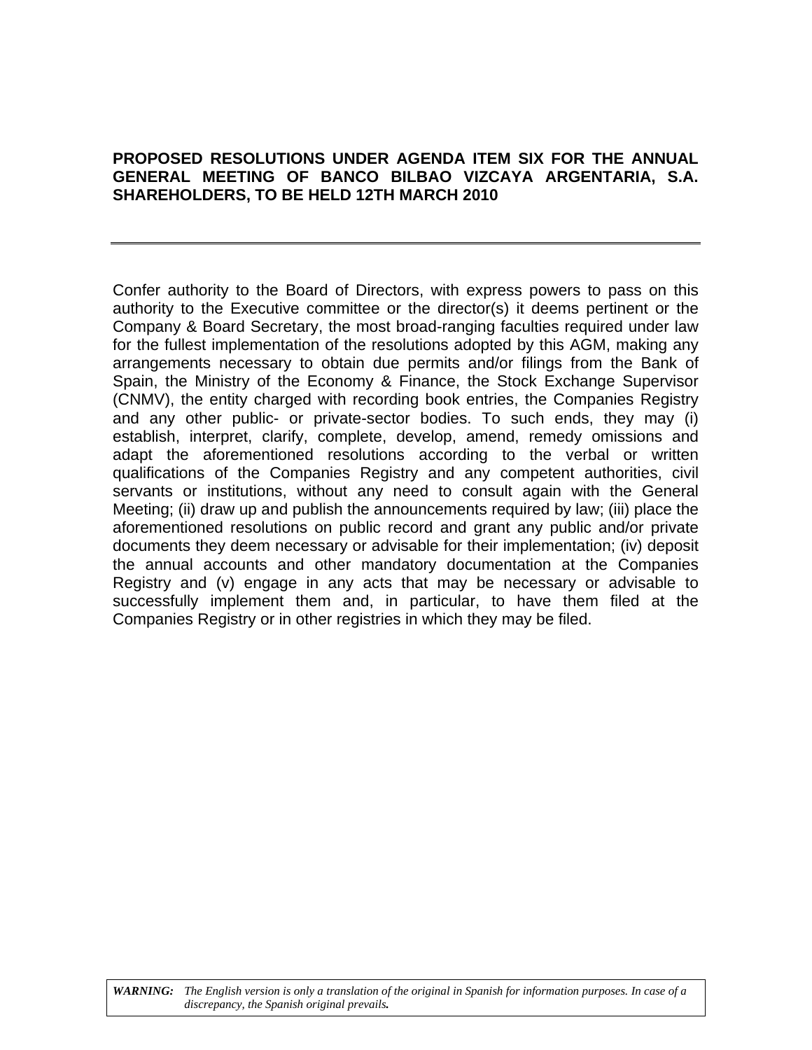**PROPOSED RESOLUTIONS UNDER AGENDA ITEM SIX FOR THE ANNUAL GENERAL MEETING OF BANCO BILBAO VIZCAYA ARGENTARIA, S.A. SHAREHOLDERS, TO BE HELD 12TH MARCH 2010**

---

Confer authority to the Board of Directors, with express powers to pass on this authority to the Executive committee or the director(s) it deems pertinent or the Company & Board Secretary, the most broad-ranging faculties required under law for the fullest implementation of the resolutions adopted by this AGM, making any arrangements necessary to obtain due permits and/or filings from the Bank of Spain, the Ministry of the Economy & Finance, the Stock Exchange Supervisor (CNMV), the entity charged with recording book entries, the Companies Registry and any other public- or private-sector bodies. To such ends, they may (i) establish, interpret, clarify, complete, develop, amend, remedy omissions and adapt the aforementioned resolutions according to the verbal or written qualifications of the Companies Registry and any competent authorities, civil servants or institutions, without any need to consult again with the General Meeting; (ii) draw up and publish the announcements required by law; (iii) place the aforementioned resolutions on public record and grant any public and/or private documents they deem necessary or advisable for their implementation; (iv) deposit the annual accounts and other mandatory documentation at the Companies Registry and (v) engage in any acts that may be necessary or advisable to successfully implement them and, in particular, to have them filed at the Companies Registry or in other registries in which they may be filed.

***WARNING:*** *The English version is only a translation of the original in Spanish for information purposes. In case of a discrepancy, the Spanish original prevails.*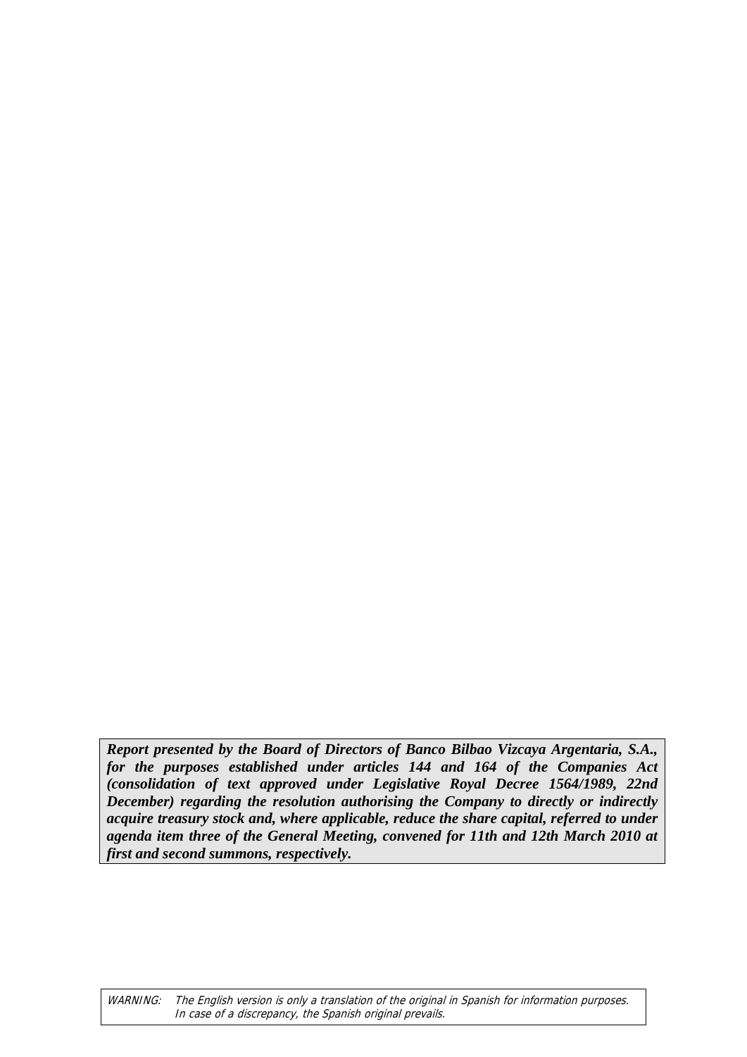***Report presented by the Board of Directors of Banco Bilbao Vizcaya Argentaria, S.A., for the purposes established under articles 144 and 164 of the Companies Act (consolidation of text approved under Legislative Royal Decree 1564/1989, 22nd December) regarding the resolution authorising the Company to directly or indirectly acquire treasury stock and, where applicable, reduce the share capital, referred to under agenda item three of the General Meeting, convened for 11th and 12th March 2010 at first and second summons, respectively.***

*WARNING: The English version is only a translation of the original in Spanish for information purposes. In case of a discrepancy, the Spanish original prevails.*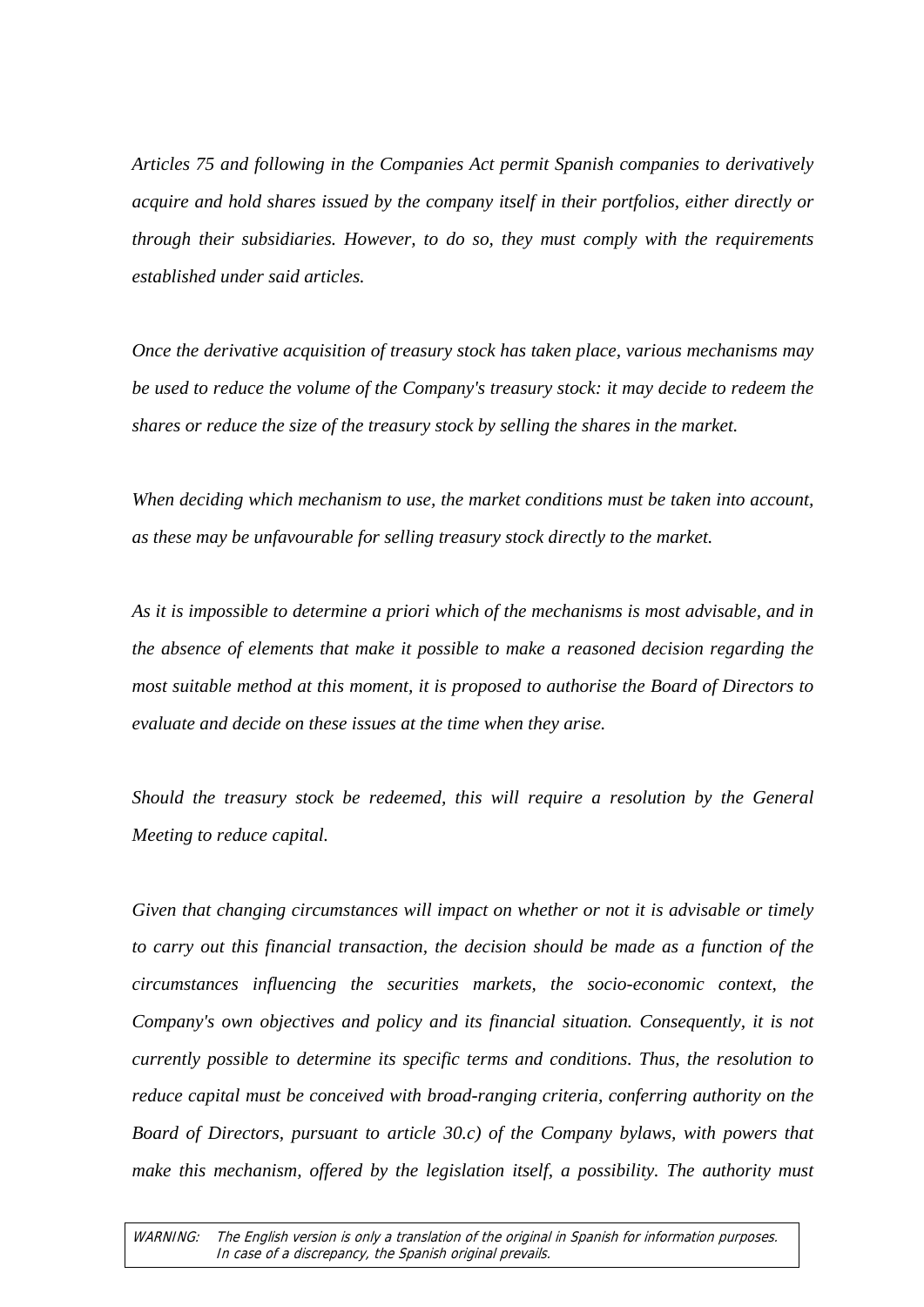*Articles 75 and following in the Companies Act permit Spanish companies to derivatively acquire and hold shares issued by the company itself in their portfolios, either directly or through their subsidiaries. However, to do so, they must comply with the requirements established under said articles.*

*Once the derivative acquisition of treasury stock has taken place, various mechanisms may be used to reduce the volume of the Company's treasury stock: it may decide to redeem the shares or reduce the size of the treasury stock by selling the shares in the market.*

*When deciding which mechanism to use, the market conditions must be taken into account, as these may be unfavourable for selling treasury stock directly to the market.*

*As it is impossible to determine a priori which of the mechanisms is most advisable, and in the absence of elements that make it possible to make a reasoned decision regarding the most suitable method at this moment, it is proposed to authorise the Board of Directors to evaluate and decide on these issues at the time when they arise.*

*Should the treasury stock be redeemed, this will require a resolution by the General Meeting to reduce capital.*

*Given that changing circumstances will impact on whether or not it is advisable or timely to carry out this financial transaction, the decision should be made as a function of the circumstances influencing the securities markets, the socio-economic context, the Company's own objectives and policy and its financial situation. Consequently, it is not currently possible to determine its specific terms and conditions. Thus, the resolution to reduce capital must be conceived with broad-ranging criteria, conferring authority on the Board of Directors, pursuant to article 30.c) of the Company bylaws, with powers that make this mechanism, offered by the legislation itself, a possibility. The authority must*

WARNING: The English version is only a translation of the original in Spanish for information purposes. In case of a discrepancy, the Spanish original prevails.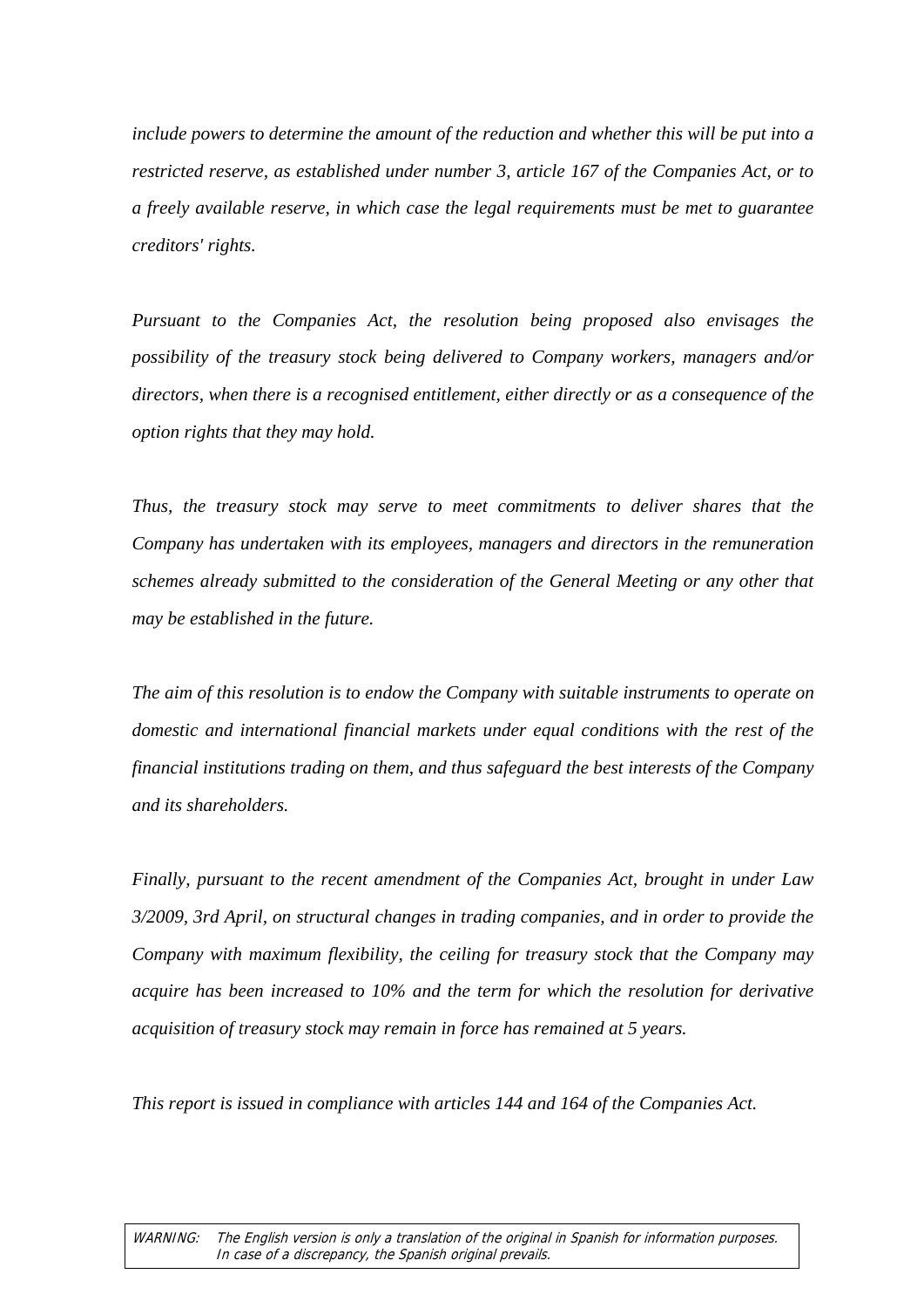*include powers to determine the amount of the reduction and whether this will be put into a restricted reserve, as established under number 3, article 167 of the Companies Act, or to a freely available reserve, in which case the legal requirements must be met to guarantee creditors' rights.*

*Pursuant to the Companies Act, the resolution being proposed also envisages the possibility of the treasury stock being delivered to Company workers, managers and/or directors, when there is a recognised entitlement, either directly or as a consequence of the option rights that they may hold.*

*Thus, the treasury stock may serve to meet commitments to deliver shares that the Company has undertaken with its employees, managers and directors in the remuneration schemes already submitted to the consideration of the General Meeting or any other that may be established in the future.*

*The aim of this resolution is to endow the Company with suitable instruments to operate on domestic and international financial markets under equal conditions with the rest of the financial institutions trading on them, and thus safeguard the best interests of the Company and its shareholders.*

*Finally, pursuant to the recent amendment of the Companies Act, brought in under Law 3/2009, 3rd April, on structural changes in trading companies, and in order to provide the Company with maximum flexibility, the ceiling for treasury stock that the Company may acquire has been increased to 10% and the term for which the resolution for derivative acquisition of treasury stock may remain in force has remained at 5 years.*

*This report is issued in compliance with articles 144 and 164 of the Companies Act.*

*WARNING: The English version is only a translation of the original in Spanish for information purposes. In case of a discrepancy, the Spanish original prevails.*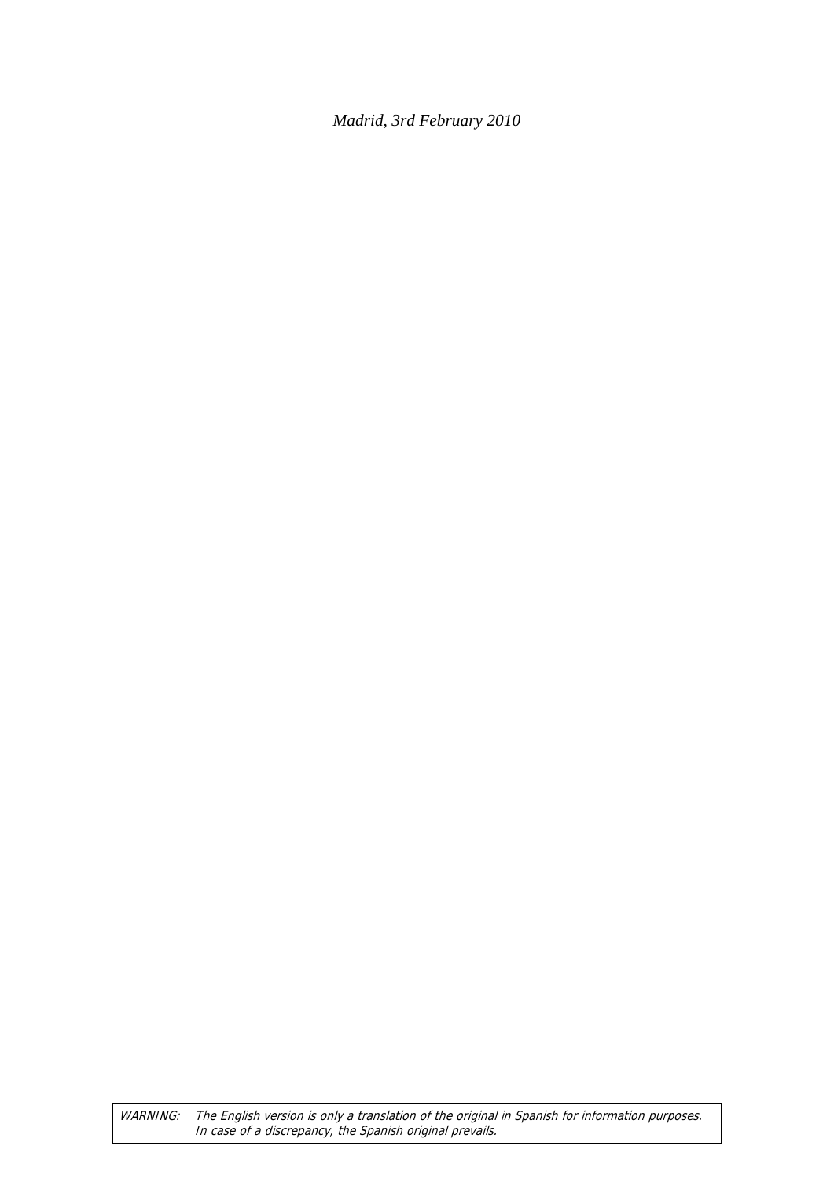*Madrid, 3rd February 2010*

| | |
|---|---|
| *WARNING:* | *The English version is only a translation of the original in Spanish for information purposes. In case of a discrepancy, the Spanish original prevails.* |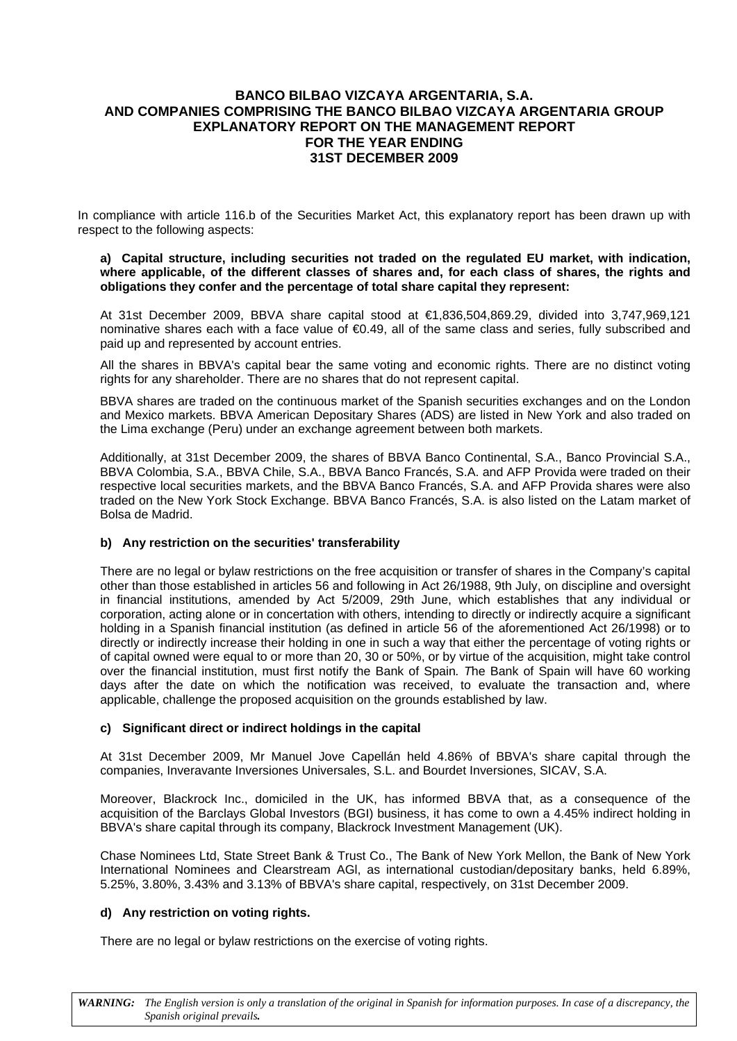# BANCO BILBAO VIZCAYA ARGENTARIA, S.A.
# AND COMPANIES COMPRISING THE BANCO BILBAO VIZCAYA ARGENTARIA GROUP
# EXPLANATORY REPORT ON THE MANAGEMENT REPORT
# FOR THE YEAR ENDING
# 31ST DECEMBER 2009

In compliance with article 116.b of the Securities Market Act, this explanatory report has been drawn up with respect to the following aspects:

**a) Capital structure, including securities not traded on the regulated EU market, with indication, where applicable, of the different classes of shares and, for each class of shares, the rights and obligations they confer and the percentage of total share capital they represent:**

At 31st December 2009, BBVA share capital stood at €1,836,504,869.29, divided into 3,747,969,121 nominative shares each with a face value of €0.49, all of the same class and series, fully subscribed and paid up and represented by account entries.

All the shares in BBVA's capital bear the same voting and economic rights. There are no distinct voting rights for any shareholder. There are no shares that do not represent capital.

BBVA shares are traded on the continuous market of the Spanish securities exchanges and on the London and Mexico markets. BBVA American Depositary Shares (ADS) are listed in New York and also traded on the Lima exchange (Peru) under an exchange agreement between both markets.

Additionally, at 31st December 2009, the shares of BBVA Banco Continental, S.A., Banco Provincial S.A., BBVA Colombia, S.A., BBVA Chile, S.A., BBVA Banco Francés, S.A. and AFP Provida were traded on their respective local securities markets, and the BBVA Banco Francés, S.A. and AFP Provida shares were also traded on the New York Stock Exchange. BBVA Banco Francés, S.A. is also listed on the Latam market of Bolsa de Madrid.

**b) Any restriction on the securities' transferability**

There are no legal or bylaw restrictions on the free acquisition or transfer of shares in the Company's capital other than those established in articles 56 and following in Act 26/1988, 9th July, on discipline and oversight in financial institutions, amended by Act 5/2009, 29th June, which establishes that any individual or corporation, acting alone or in concertation with others, intending to directly or indirectly acquire a significant holding in a Spanish financial institution (as defined in article 56 of the aforementioned Act 26/1998) or to directly or indirectly increase their holding in one in such a way that either the percentage of voting rights or of capital owned were equal to or more than 20, 30 or 50%, or by virtue of the acquisition, might take control over the financial institution, must first notify the Bank of Spain. *T*he Bank of Spain will have 60 working days after the date on which the notification was received, to evaluate the transaction and, where applicable, challenge the proposed acquisition on the grounds established by law.

**c) Significant direct or indirect holdings in the capital**

At 31st December 2009, Mr Manuel Jove Capellán held 4.86% of BBVA's share capital through the companies, Inveravante Inversiones Universales, S.L. and Bourdet Inversiones, SICAV, S.A.

Moreover, Blackrock Inc., domiciled in the UK, has informed BBVA that, as a consequence of the acquisition of the Barclays Global Investors (BGI) business, it has come to own a 4.45% indirect holding in BBVA's share capital through its company, Blackrock Investment Management (UK).

Chase Nominees Ltd, State Street Bank & Trust Co., The Bank of New York Mellon, the Bank of New York International Nominees and Clearstream AGl, as international custodian/depositary banks, held 6.89%, 5.25%, 3.80%, 3.43% and 3.13% of BBVA's share capital, respectively, on 31st December 2009.

**d) Any restriction on voting rights.**

There are no legal or bylaw restrictions on the exercise of voting rights.

***WARNING:*** *The English version is only a translation of the original in Spanish for information purposes. In case of a discrepancy, the Spanish original prevails.*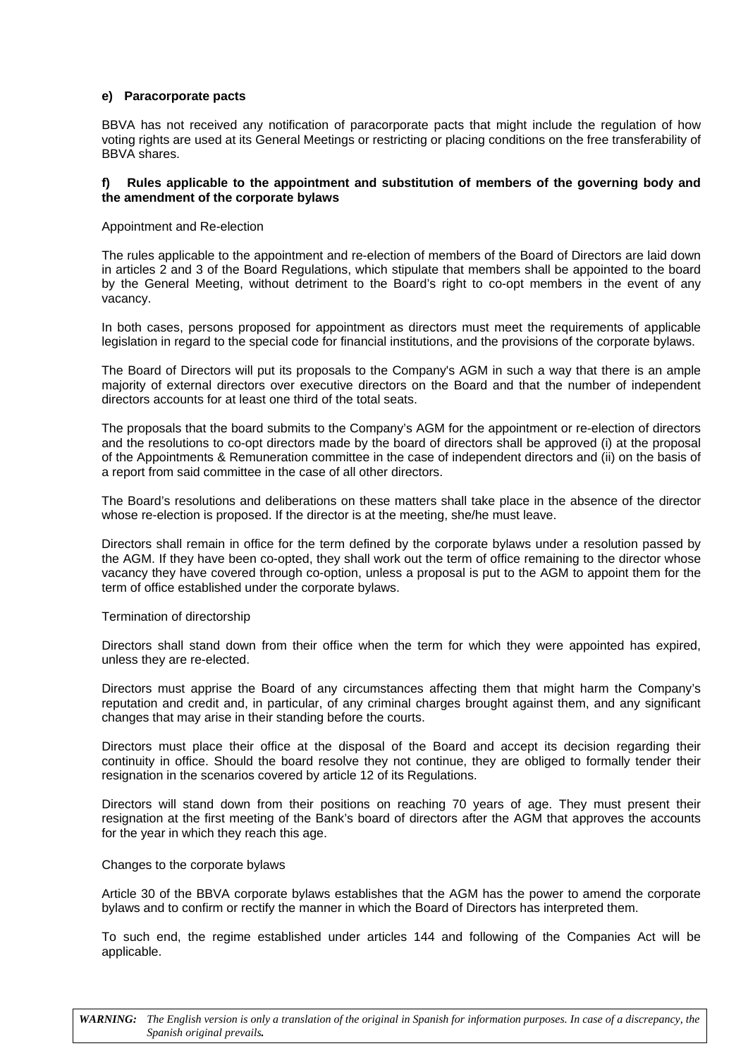**e) Paracorporate pacts**

BBVA has not received any notification of paracorporate pacts that might include the regulation of how voting rights are used at its General Meetings or restricting or placing conditions on the free transferability of BBVA shares.

**f) Rules applicable to the appointment and substitution of members of the governing body and the amendment of the corporate bylaws**

Appointment and Re-election

The rules applicable to the appointment and re-election of members of the Board of Directors are laid down in articles 2 and 3 of the Board Regulations, which stipulate that members shall be appointed to the board by the General Meeting, without detriment to the Board's right to co-opt members in the event of any vacancy.

In both cases, persons proposed for appointment as directors must meet the requirements of applicable legislation in regard to the special code for financial institutions, and the provisions of the corporate bylaws.

The Board of Directors will put its proposals to the Company's AGM in such a way that there is an ample majority of external directors over executive directors on the Board and that the number of independent directors accounts for at least one third of the total seats.

The proposals that the board submits to the Company's AGM for the appointment or re-election of directors and the resolutions to co-opt directors made by the board of directors shall be approved (i) at the proposal of the Appointments & Remuneration committee in the case of independent directors and (ii) on the basis of a report from said committee in the case of all other directors.

The Board's resolutions and deliberations on these matters shall take place in the absence of the director whose re-election is proposed. If the director is at the meeting, she/he must leave.

Directors shall remain in office for the term defined by the corporate bylaws under a resolution passed by the AGM. If they have been co-opted, they shall work out the term of office remaining to the director whose vacancy they have covered through co-option, unless a proposal is put to the AGM to appoint them for the term of office established under the corporate bylaws.

Termination of directorship

Directors shall stand down from their office when the term for which they were appointed has expired, unless they are re-elected.

Directors must apprise the Board of any circumstances affecting them that might harm the Company's reputation and credit and, in particular, of any criminal charges brought against them, and any significant changes that may arise in their standing before the courts.

Directors must place their office at the disposal of the Board and accept its decision regarding their continuity in office. Should the board resolve they not continue, they are obliged to formally tender their resignation in the scenarios covered by article 12 of its Regulations.

Directors will stand down from their positions on reaching 70 years of age. They must present their resignation at the first meeting of the Bank's board of directors after the AGM that approves the accounts for the year in which they reach this age.

Changes to the corporate bylaws

Article 30 of the BBVA corporate bylaws establishes that the AGM has the power to amend the corporate bylaws and to confirm or rectify the manner in which the Board of Directors has interpreted them.

To such end, the regime established under articles 144 and following of the Companies Act will be applicable.

***WARNING:*** *The English version is only a translation of the original in Spanish for information purposes. In case of a discrepancy, the Spanish original prevails.*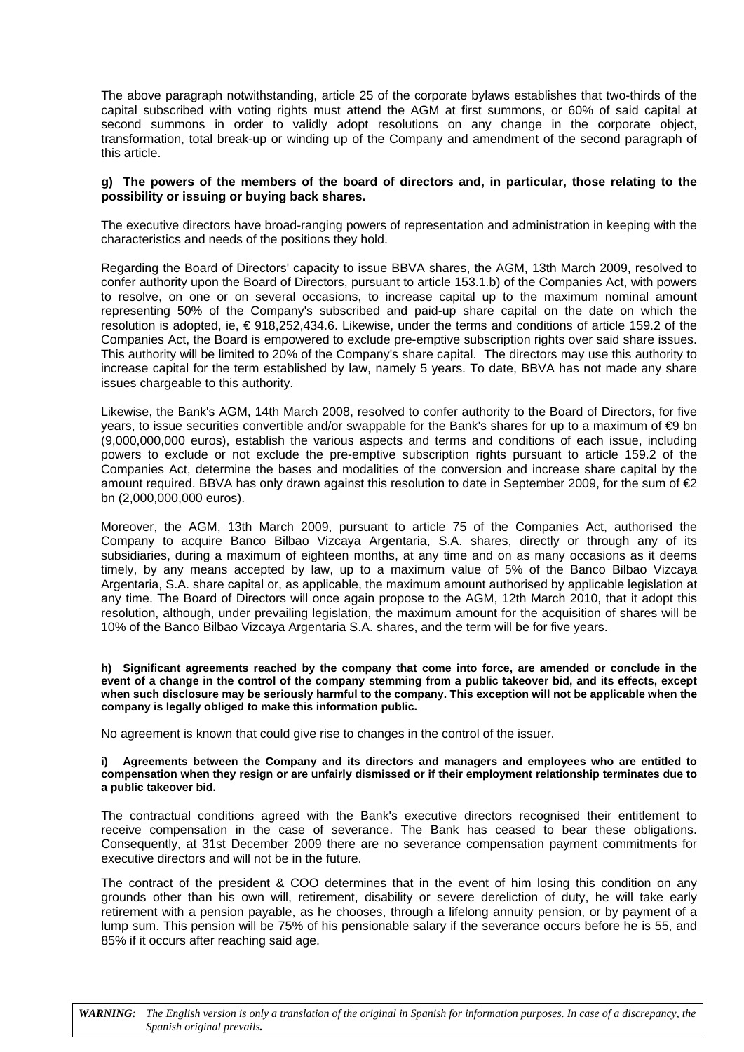The above paragraph notwithstanding, article 25 of the corporate bylaws establishes that two-thirds of the capital subscribed with voting rights must attend the AGM at first summons, or 60% of said capital at second summons in order to validly adopt resolutions on any change in the corporate object, transformation, total break-up or winding up of the Company and amendment of the second paragraph of this article.

**g) The powers of the members of the board of directors and, in particular, those relating to the possibility or issuing or buying back shares.**

The executive directors have broad-ranging powers of representation and administration in keeping with the characteristics and needs of the positions they hold.

Regarding the Board of Directors' capacity to issue BBVA shares, the AGM, 13th March 2009, resolved to confer authority upon the Board of Directors, pursuant to article 153.1.b) of the Companies Act, with powers to resolve, on one or on several occasions, to increase capital up to the maximum nominal amount representing 50% of the Company's subscribed and paid-up share capital on the date on which the resolution is adopted, ie, € 918,252,434.6. Likewise, under the terms and conditions of article 159.2 of the Companies Act, the Board is empowered to exclude pre-emptive subscription rights over said share issues. This authority will be limited to 20% of the Company's share capital. The directors may use this authority to increase capital for the term established by law, namely 5 years. To date, BBVA has not made any share issues chargeable to this authority.

Likewise, the Bank's AGM, 14th March 2008, resolved to confer authority to the Board of Directors, for five years, to issue securities convertible and/or swappable for the Bank's shares for up to a maximum of €9 bn (9,000,000,000 euros), establish the various aspects and terms and conditions of each issue, including powers to exclude or not exclude the pre-emptive subscription rights pursuant to article 159.2 of the Companies Act, determine the bases and modalities of the conversion and increase share capital by the amount required. BBVA has only drawn against this resolution to date in September 2009, for the sum of €2 bn (2,000,000,000 euros).

Moreover, the AGM, 13th March 2009, pursuant to article 75 of the Companies Act, authorised the Company to acquire Banco Bilbao Vizcaya Argentaria, S.A. shares, directly or through any of its subsidiaries, during a maximum of eighteen months, at any time and on as many occasions as it deems timely, by any means accepted by law, up to a maximum value of 5% of the Banco Bilbao Vizcaya Argentaria, S.A. share capital or, as applicable, the maximum amount authorised by applicable legislation at any time. The Board of Directors will once again propose to the AGM, 12th March 2010, that it adopt this resolution, although, under prevailing legislation, the maximum amount for the acquisition of shares will be 10% of the Banco Bilbao Vizcaya Argentaria S.A. shares, and the term will be for five years.

**h) Significant agreements reached by the company that come into force, are amended or conclude in the event of a change in the control of the company stemming from a public takeover bid, and its effects, except when such disclosure may be seriously harmful to the company. This exception will not be applicable when the company is legally obliged to make this information public.**

No agreement is known that could give rise to changes in the control of the issuer.

**i) Agreements between the Company and its directors and managers and employees who are entitled to compensation when they resign or are unfairly dismissed or if their employment relationship terminates due to a public takeover bid.**

The contractual conditions agreed with the Bank's executive directors recognised their entitlement to receive compensation in the case of severance. The Bank has ceased to bear these obligations. Consequently, at 31st December 2009 there are no severance compensation payment commitments for executive directors and will not be in the future.

The contract of the president & COO determines that in the event of him losing this condition on any grounds other than his own will, retirement, disability or severe dereliction of duty, he will take early retirement with a pension payable, as he chooses, through a lifelong annuity pension, or by payment of a lump sum. This pension will be 75% of his pensionable salary if the severance occurs before he is 55, and 85% if it occurs after reaching said age.

***WARNING:*** *The English version is only a translation of the original in Spanish for information purposes. In case of a discrepancy, the Spanish original prevails.*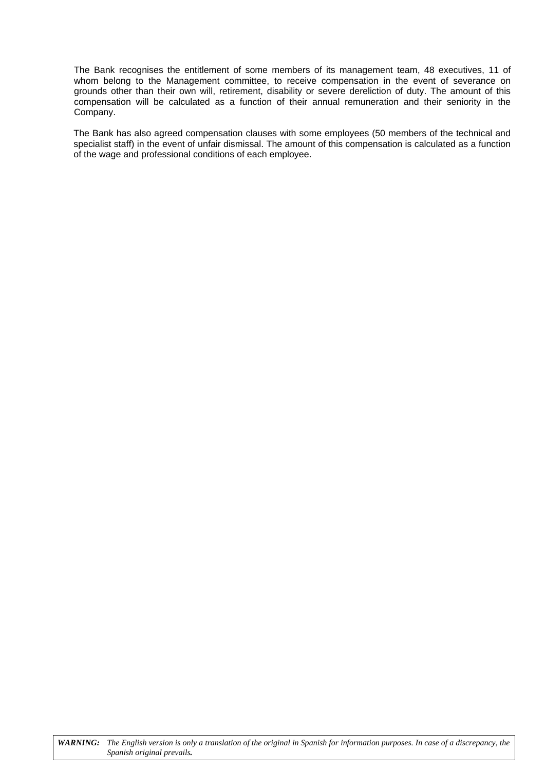The Bank recognises the entitlement of some members of its management team, 48 executives, 11 of whom belong to the Management committee, to receive compensation in the event of severance on grounds other than their own will, retirement, disability or severe dereliction of duty. The amount of this compensation will be calculated as a function of their annual remuneration and their seniority in the Company.

The Bank has also agreed compensation clauses with some employees (50 members of the technical and specialist staff) in the event of unfair dismissal. The amount of this compensation is calculated as a function of the wage and professional conditions of each employee.

***WARNING:*** *The English version is only a translation of the original in Spanish for information purposes. In case of a discrepancy, the Spanish original prevails.*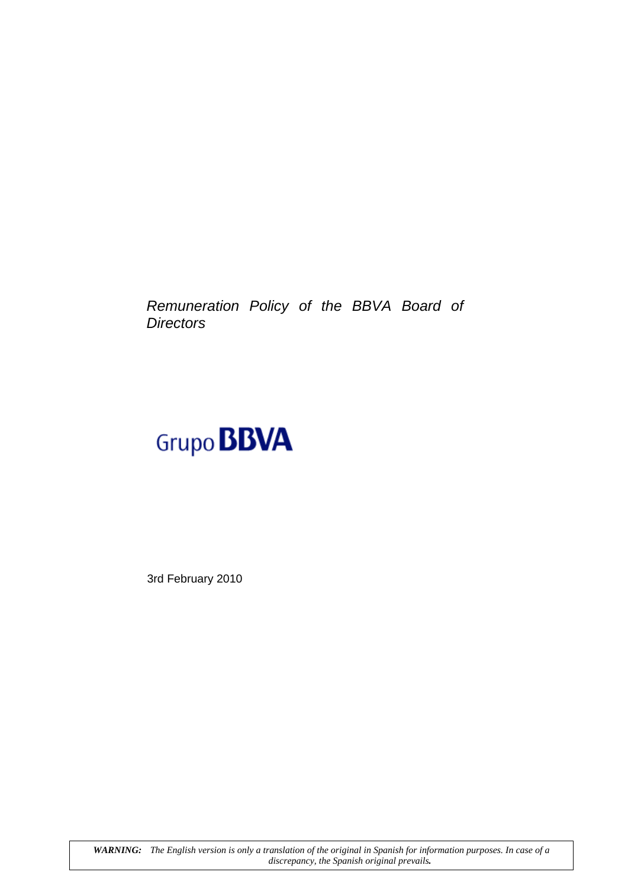*Remuneration Policy of the BBVA Board of Directors*

Grupo **BBVA**

3rd February 2010

***WARNING:*** *The English version is only a translation of the original in Spanish for information purposes. In case of a discrepancy, the Spanish original prevails.*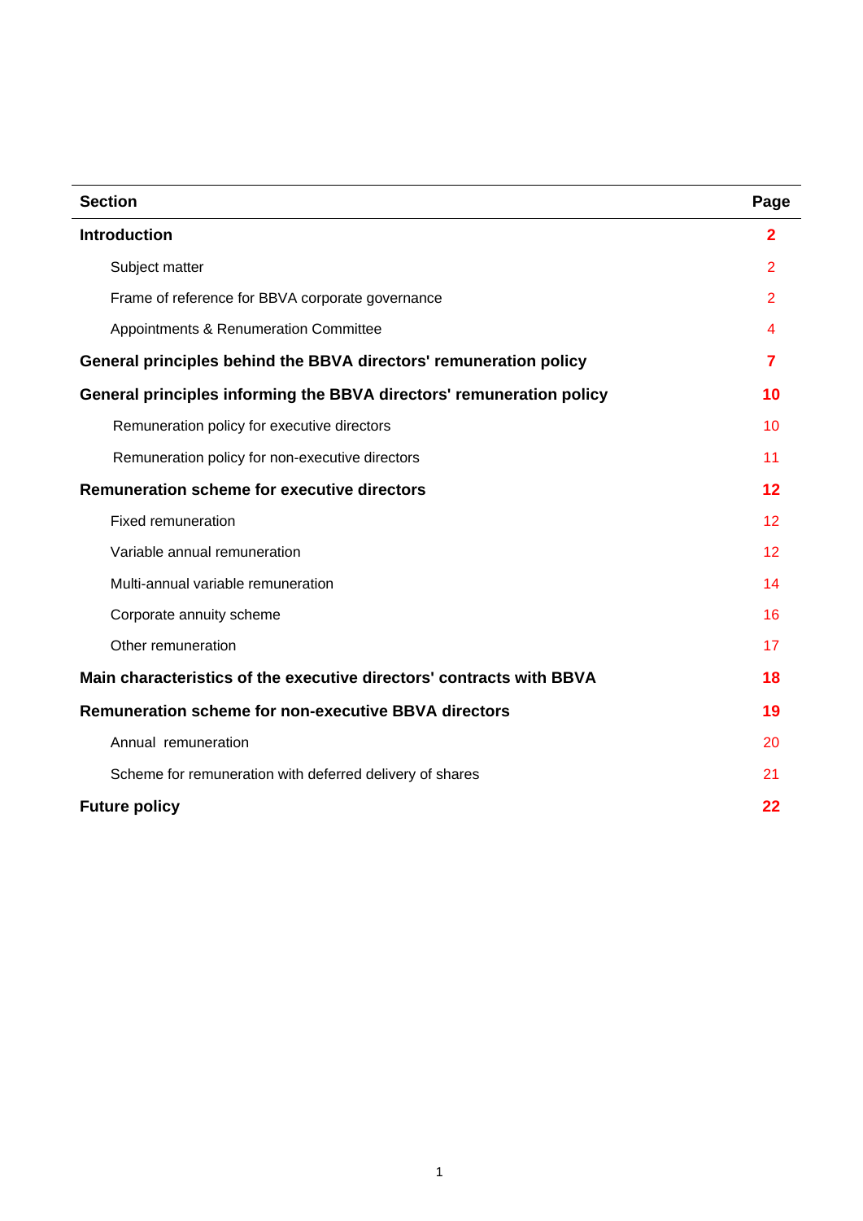| Section | Page |
|---|---|
| **Introduction** | **2** |
| Subject matter | 2 |
| Frame of reference for BBVA corporate governance | 2 |
| Appointments & Renumeration Committee | 4 |
| **General principles behind the BBVA directors' remuneration policy** | **7** |
| **General principles informing the BBVA directors' remuneration policy** | **10** |
| Remuneration policy for executive directors | 10 |
| Remuneration policy for non-executive directors | 11 |
| **Remuneration scheme for executive directors** | **12** |
| Fixed remuneration | 12 |
| Variable annual remuneration | 12 |
| Multi-annual variable remuneration | 14 |
| Corporate annuity scheme | 16 |
| Other remuneration | 17 |
| **Main characteristics of the executive directors' contracts with BBVA** | **18** |
| **Remuneration scheme for non-executive BBVA directors** | **19** |
| Annual remuneration | 20 |
| Scheme for remuneration with deferred delivery of shares | 21 |
| **Future policy** | **22** |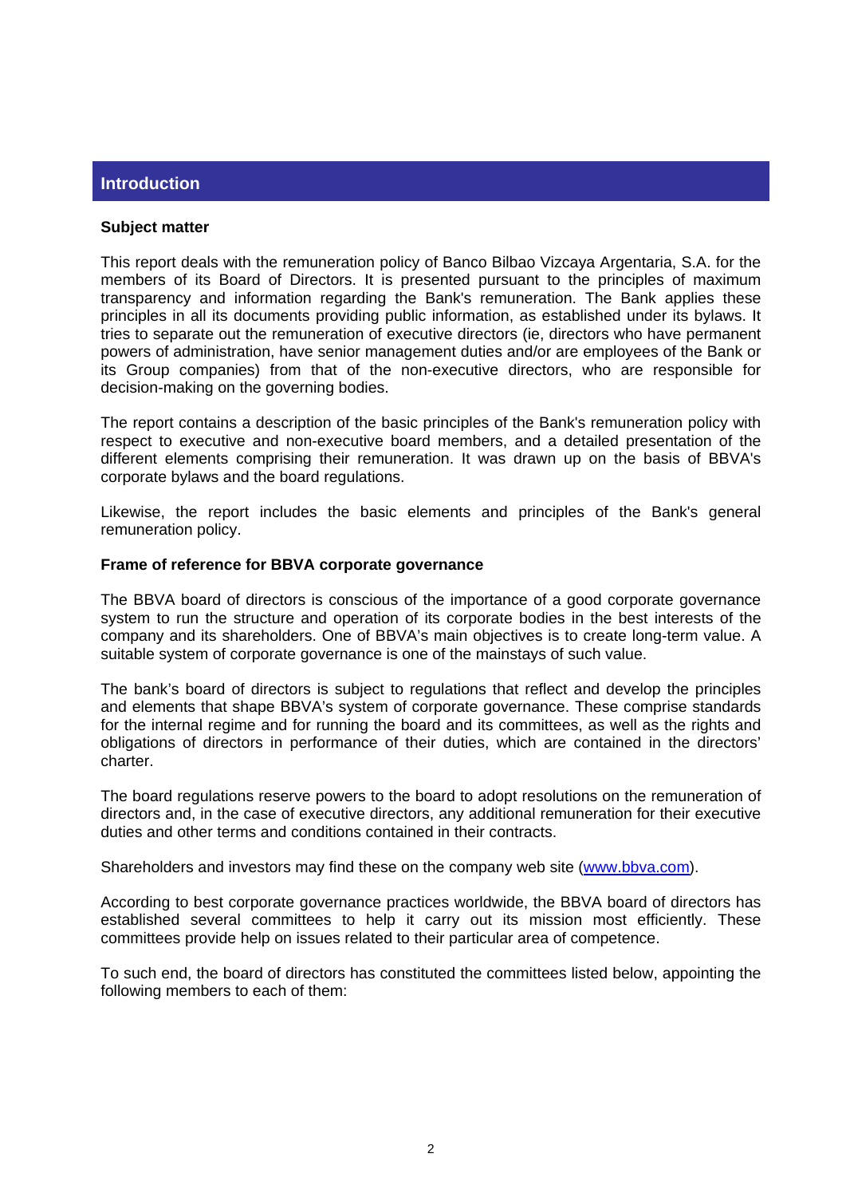## Introduction

**Subject matter**

This report deals with the remuneration policy of Banco Bilbao Vizcaya Argentaria, S.A. for the members of its Board of Directors. It is presented pursuant to the principles of maximum transparency and information regarding the Bank's remuneration. The Bank applies these principles in all its documents providing public information, as established under its bylaws. It tries to separate out the remuneration of executive directors (ie, directors who have permanent powers of administration, have senior management duties and/or are employees of the Bank or its Group companies) from that of the non-executive directors, who are responsible for decision-making on the governing bodies.

The report contains a description of the basic principles of the Bank's remuneration policy with respect to executive and non-executive board members, and a detailed presentation of the different elements comprising their remuneration. It was drawn up on the basis of BBVA's corporate bylaws and the board regulations.

Likewise, the report includes the basic elements and principles of the Bank's general remuneration policy.

**Frame of reference for BBVA corporate governance**

The BBVA board of directors is conscious of the importance of a good corporate governance system to run the structure and operation of its corporate bodies in the best interests of the company and its shareholders. One of BBVA's main objectives is to create long-term value. A suitable system of corporate governance is one of the mainstays of such value.

The bank's board of directors is subject to regulations that reflect and develop the principles and elements that shape BBVA's system of corporate governance. These comprise standards for the internal regime and for running the board and its committees, as well as the rights and obligations of directors in performance of their duties, which are contained in the directors' charter.

The board regulations reserve powers to the board to adopt resolutions on the remuneration of directors and, in the case of executive directors, any additional remuneration for their executive duties and other terms and conditions contained in their contracts.

Shareholders and investors may find these on the company web site (www.bbva.com).

According to best corporate governance practices worldwide, the BBVA board of directors has established several committees to help it carry out its mission most efficiently. These committees provide help on issues related to their particular area of competence.

To such end, the board of directors has constituted the committees listed below, appointing the following members to each of them: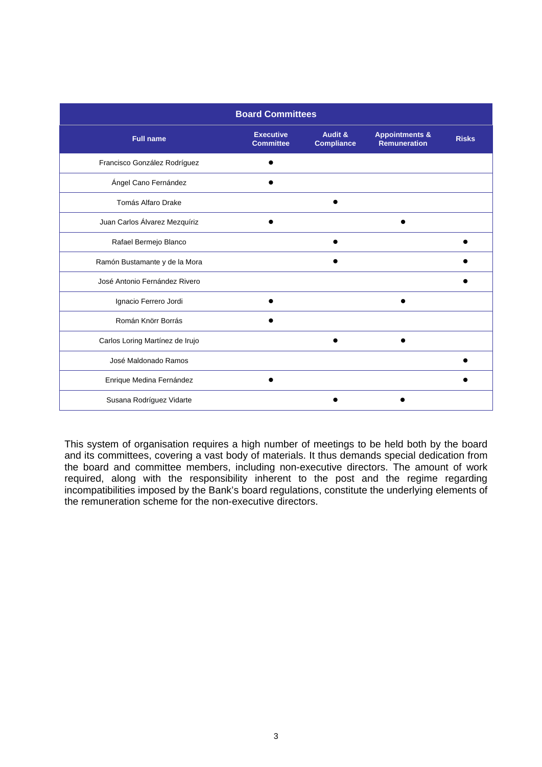| Board Committees | | | | |
|---|---|---|---|---|
| **Full name** | **Executive Committee** | **Audit & Compliance** | **Appointments & Remuneration** | **Risks** |
| Francisco González Rodríguez | ● | | | |
| Ángel Cano Fernández | ● | | | |
| Tomás Alfaro Drake | | ● | | |
| Juan Carlos Álvarez Mezquíriz | ● | | ● | |
| Rafael Bermejo Blanco | | ● | | ● |
| Ramón Bustamante y de la Mora | | ● | | ● |
| José Antonio Fernández Rivero | | | | ● |
| Ignacio Ferrero Jordi | ● | | ● | |
| Román Knörr Borrás | ● | | | |
| Carlos Loring Martínez de Irujo | | ● | ● | |
| José Maldonado Ramos | | | | ● |
| Enrique Medina Fernández | ● | | | ● |
| Susana Rodríguez Vidarte | | ● | ● | |

This system of organisation requires a high number of meetings to be held both by the board and its committees, covering a vast body of materials. It thus demands special dedication from the board and committee members, including non-executive directors. The amount of work required, along with the responsibility inherent to the post and the regime regarding incompatibilities imposed by the Bank's board regulations, constitute the underlying elements of the remuneration scheme for the non-executive directors.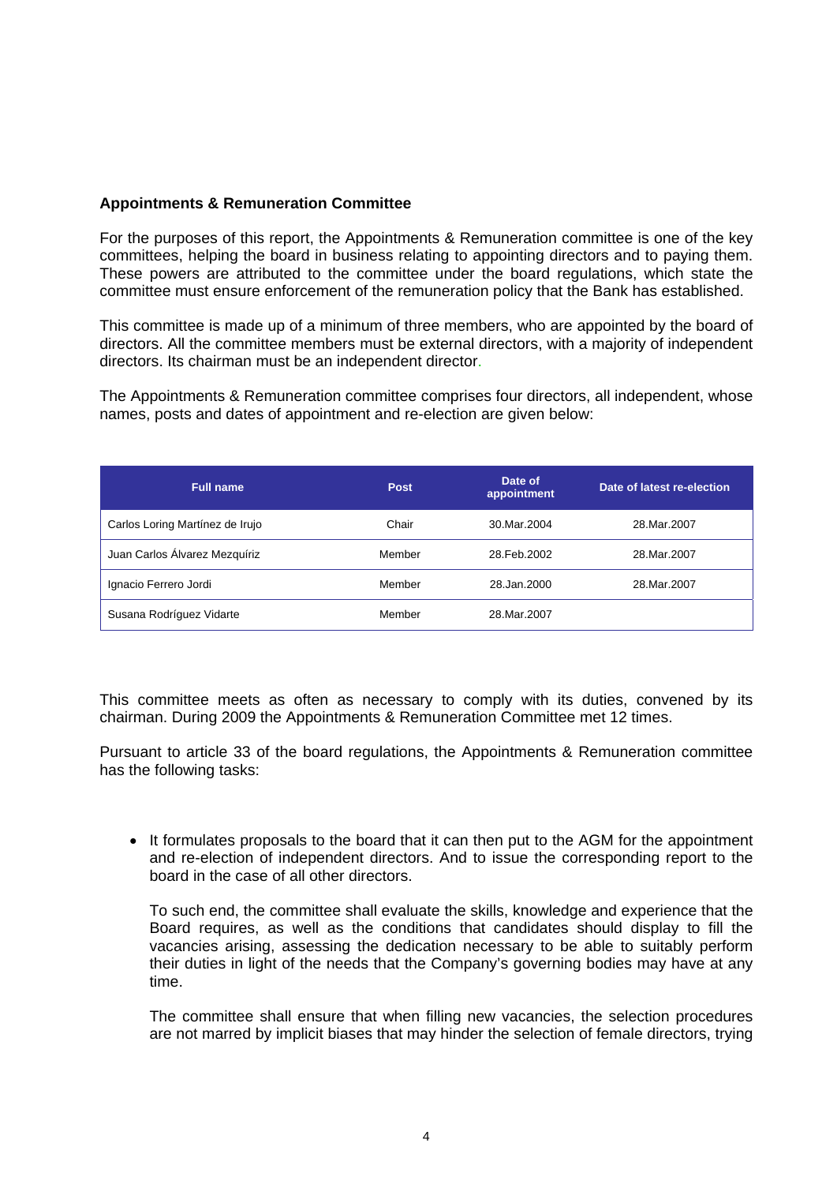**Appointments & Remuneration Committee**

For the purposes of this report, the Appointments & Remuneration committee is one of the key committees, helping the board in business relating to appointing directors and to paying them. These powers are attributed to the committee under the board regulations, which state the committee must ensure enforcement of the remuneration policy that the Bank has established.

This committee is made up of a minimum of three members, who are appointed by the board of directors. All the committee members must be external directors, with a majority of independent directors. Its chairman must be an independent director.

The Appointments & Remuneration committee comprises four directors, all independent, whose names, posts and dates of appointment and re-election are given below:

| Full name | Post | Date of appointment | Date of latest re-election |
|---|---|---|---|
| Carlos Loring Martínez de Irujo | Chair | 30.Mar.2004 | 28.Mar.2007 |
| Juan Carlos Álvarez Mezquíriz | Member | 28.Feb.2002 | 28.Mar.2007 |
| Ignacio Ferrero Jordi | Member | 28.Jan.2000 | 28.Mar.2007 |
| Susana Rodríguez Vidarte | Member | 28.Mar.2007 | |

This committee meets as often as necessary to comply with its duties, convened by its chairman. During 2009 the Appointments & Remuneration Committee met 12 times.

Pursuant to article 33 of the board regulations, the Appointments & Remuneration committee has the following tasks:

- It formulates proposals to the board that it can then put to the AGM for the appointment and re-election of independent directors. And to issue the corresponding report to the board in the case of all other directors.

  To such end, the committee shall evaluate the skills, knowledge and experience that the Board requires, as well as the conditions that candidates should display to fill the vacancies arising, assessing the dedication necessary to be able to suitably perform their duties in light of the needs that the Company's governing bodies may have at any time.

  The committee shall ensure that when filling new vacancies, the selection procedures are not marred by implicit biases that may hinder the selection of female directors, trying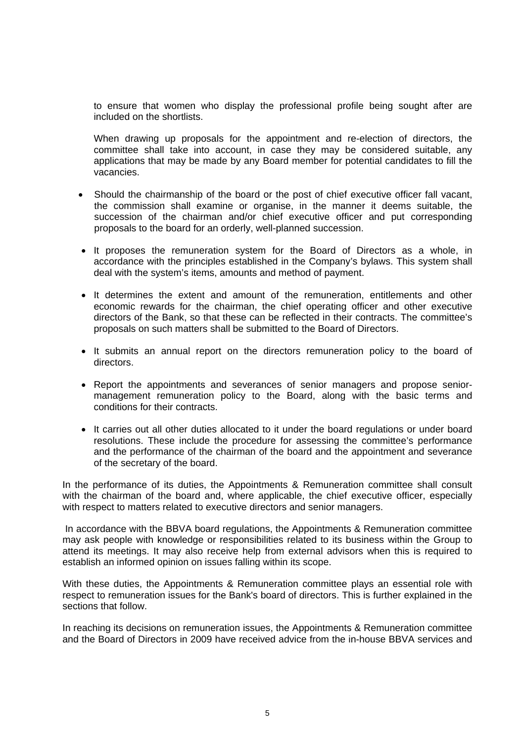to ensure that women who display the professional profile being sought after are included on the shortlists.

When drawing up proposals for the appointment and re-election of directors, the committee shall take into account, in case they may be considered suitable, any applications that may be made by any Board member for potential candidates to fill the vacancies.

- Should the chairmanship of the board or the post of chief executive officer fall vacant, the commission shall examine or organise, in the manner it deems suitable, the succession of the chairman and/or chief executive officer and put corresponding proposals to the board for an orderly, well-planned succession.
- It proposes the remuneration system for the Board of Directors as a whole, in accordance with the principles established in the Company's bylaws. This system shall deal with the system's items, amounts and method of payment.
- It determines the extent and amount of the remuneration, entitlements and other economic rewards for the chairman, the chief operating officer and other executive directors of the Bank, so that these can be reflected in their contracts. The committee's proposals on such matters shall be submitted to the Board of Directors.
- It submits an annual report on the directors remuneration policy to the board of directors.
- Report the appointments and severances of senior managers and propose senior-management remuneration policy to the Board, along with the basic terms and conditions for their contracts.
- It carries out all other duties allocated to it under the board regulations or under board resolutions. These include the procedure for assessing the committee's performance and the performance of the chairman of the board and the appointment and severance of the secretary of the board.

In the performance of its duties, the Appointments & Remuneration committee shall consult with the chairman of the board and, where applicable, the chief executive officer, especially with respect to matters related to executive directors and senior managers.

In accordance with the BBVA board regulations, the Appointments & Remuneration committee may ask people with knowledge or responsibilities related to its business within the Group to attend its meetings. It may also receive help from external advisors when this is required to establish an informed opinion on issues falling within its scope.

With these duties, the Appointments & Remuneration committee plays an essential role with respect to remuneration issues for the Bank's board of directors. This is further explained in the sections that follow.

In reaching its decisions on remuneration issues, the Appointments & Remuneration committee and the Board of Directors in 2009 have received advice from the in-house BBVA services and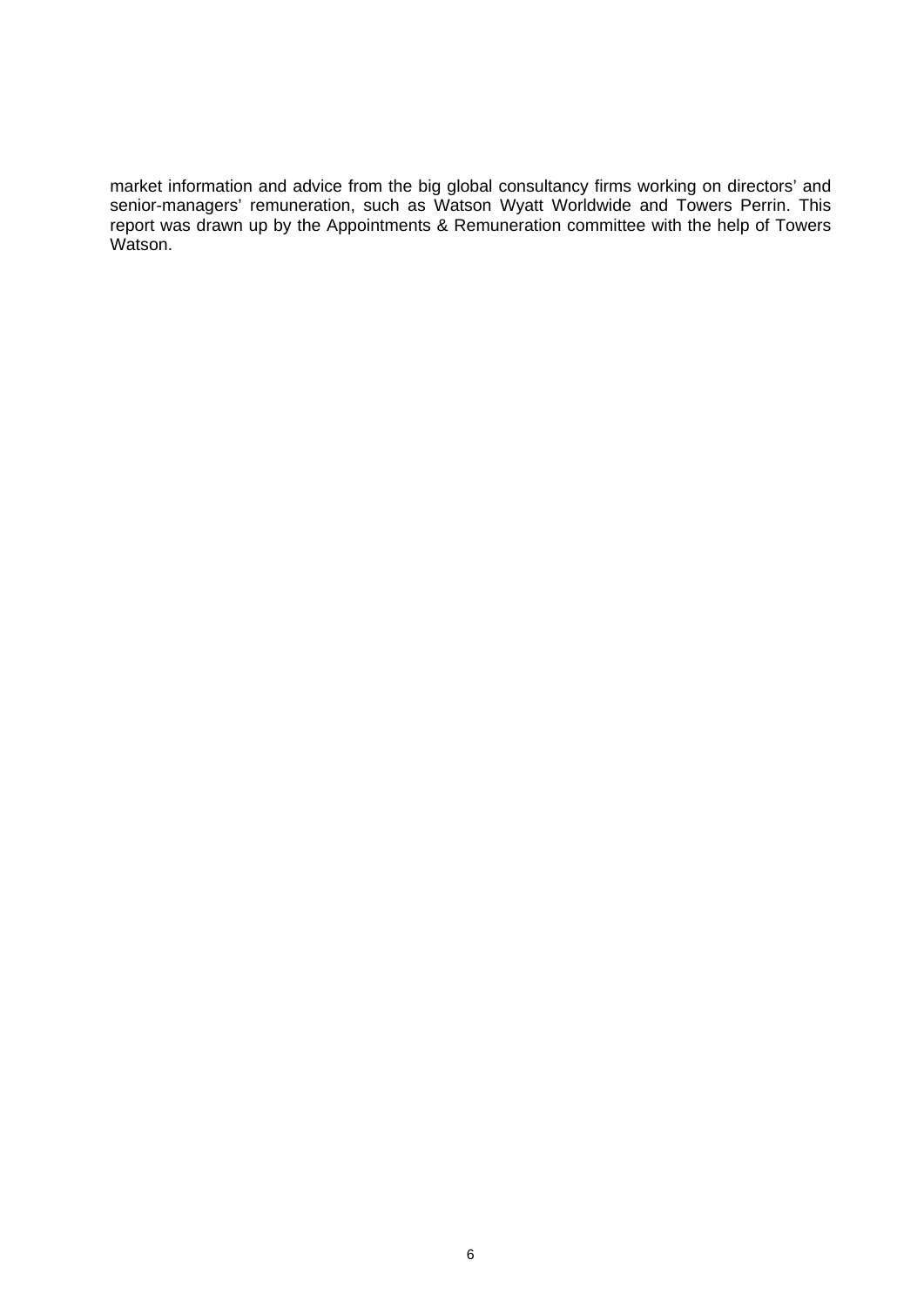market information and advice from the big global consultancy firms working on directors' and senior-managers' remuneration, such as Watson Wyatt Worldwide and Towers Perrin. This report was drawn up by the Appointments & Remuneration committee with the help of Towers Watson.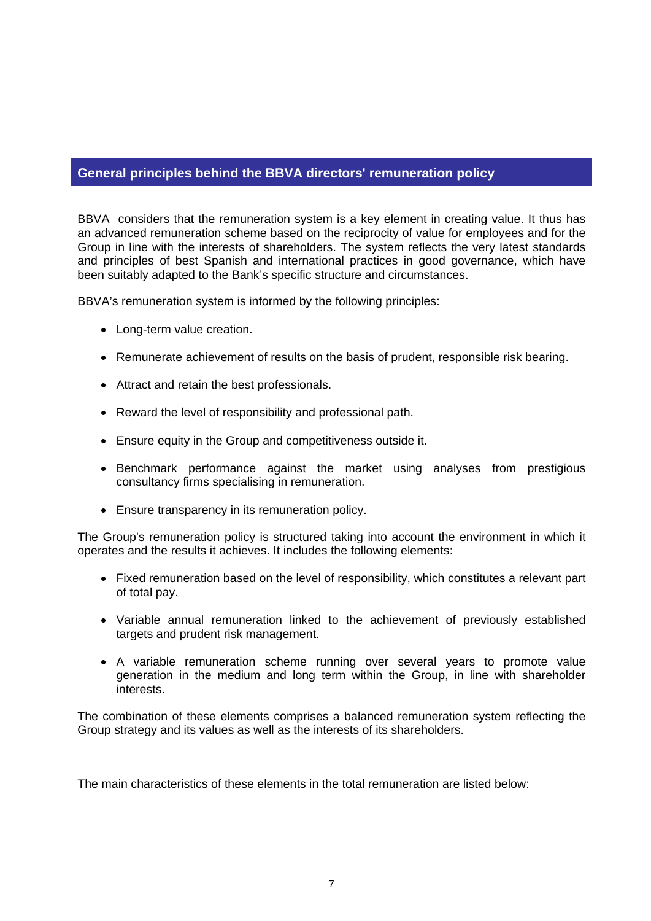## General principles behind the BBVA directors' remuneration policy

BBVA considers that the remuneration system is a key element in creating value. It thus has an advanced remuneration scheme based on the reciprocity of value for employees and for the Group in line with the interests of shareholders. The system reflects the very latest standards and principles of best Spanish and international practices in good governance, which have been suitably adapted to the Bank's specific structure and circumstances.

BBVA's remuneration system is informed by the following principles:

- Long-term value creation.
- Remunerate achievement of results on the basis of prudent, responsible risk bearing.
- Attract and retain the best professionals.
- Reward the level of responsibility and professional path.
- Ensure equity in the Group and competitiveness outside it.
- Benchmark performance against the market using analyses from prestigious consultancy firms specialising in remuneration.
- Ensure transparency in its remuneration policy.

The Group's remuneration policy is structured taking into account the environment in which it operates and the results it achieves. It includes the following elements:

- Fixed remuneration based on the level of responsibility, which constitutes a relevant part of total pay.
- Variable annual remuneration linked to the achievement of previously established targets and prudent risk management.
- A variable remuneration scheme running over several years to promote value generation in the medium and long term within the Group, in line with shareholder interests.

The combination of these elements comprises a balanced remuneration system reflecting the Group strategy and its values as well as the interests of its shareholders.

The main characteristics of these elements in the total remuneration are listed below: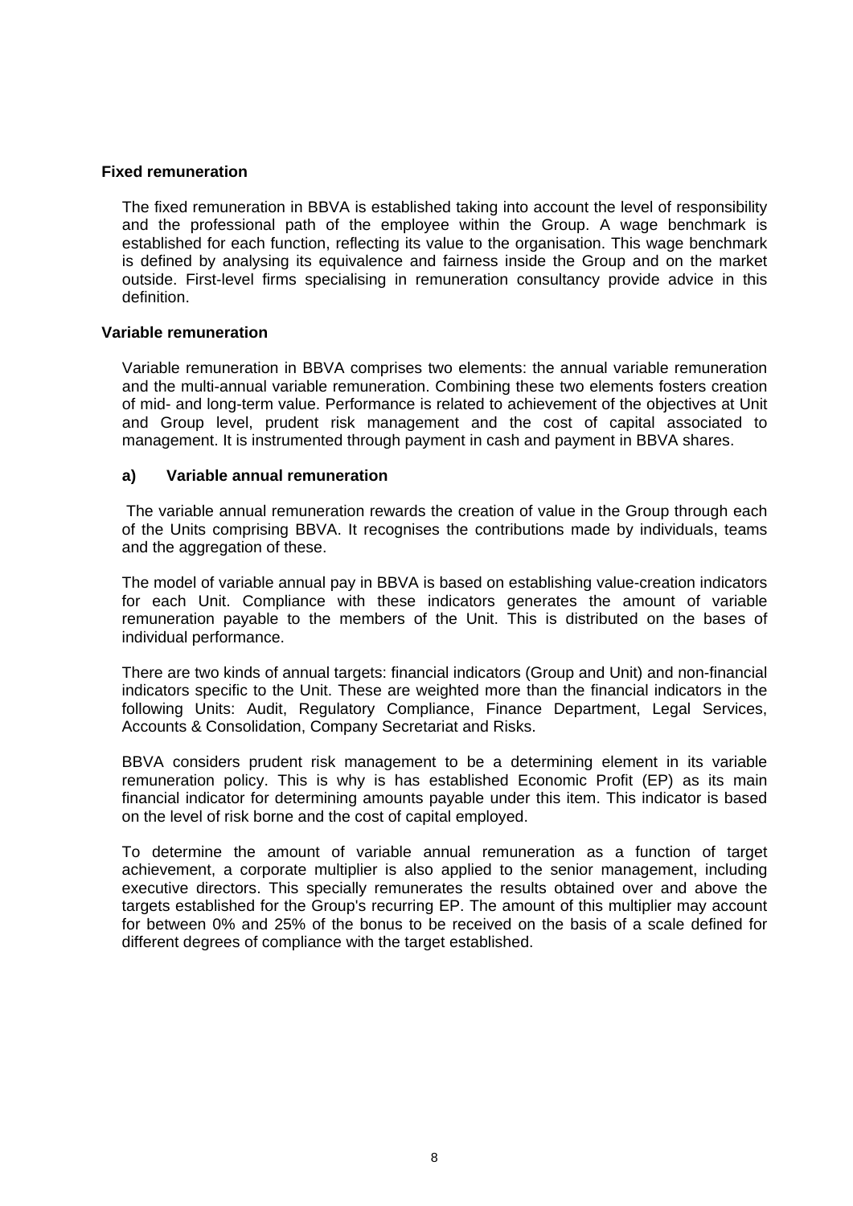**Fixed remuneration**

The fixed remuneration in BBVA is established taking into account the level of responsibility and the professional path of the employee within the Group. A wage benchmark is established for each function, reflecting its value to the organisation. This wage benchmark is defined by analysing its equivalence and fairness inside the Group and on the market outside. First-level firms specialising in remuneration consultancy provide advice in this definition.

**Variable remuneration**

Variable remuneration in BBVA comprises two elements: the annual variable remuneration and the multi-annual variable remuneration. Combining these two elements fosters creation of mid- and long-term value. Performance is related to achievement of the objectives at Unit and Group level, prudent risk management and the cost of capital associated to management. It is instrumented through payment in cash and payment in BBVA shares.

**a) Variable annual remuneration**

The variable annual remuneration rewards the creation of value in the Group through each of the Units comprising BBVA. It recognises the contributions made by individuals, teams and the aggregation of these.

The model of variable annual pay in BBVA is based on establishing value-creation indicators for each Unit. Compliance with these indicators generates the amount of variable remuneration payable to the members of the Unit. This is distributed on the bases of individual performance.

There are two kinds of annual targets: financial indicators (Group and Unit) and non-financial indicators specific to the Unit. These are weighted more than the financial indicators in the following Units: Audit, Regulatory Compliance, Finance Department, Legal Services, Accounts & Consolidation, Company Secretariat and Risks.

BBVA considers prudent risk management to be a determining element in its variable remuneration policy. This is why is has established Economic Profit (EP) as its main financial indicator for determining amounts payable under this item. This indicator is based on the level of risk borne and the cost of capital employed.

To determine the amount of variable annual remuneration as a function of target achievement, a corporate multiplier is also applied to the senior management, including executive directors. This specially remunerates the results obtained over and above the targets established for the Group's recurring EP. The amount of this multiplier may account for between 0% and 25% of the bonus to be received on the basis of a scale defined for different degrees of compliance with the target established.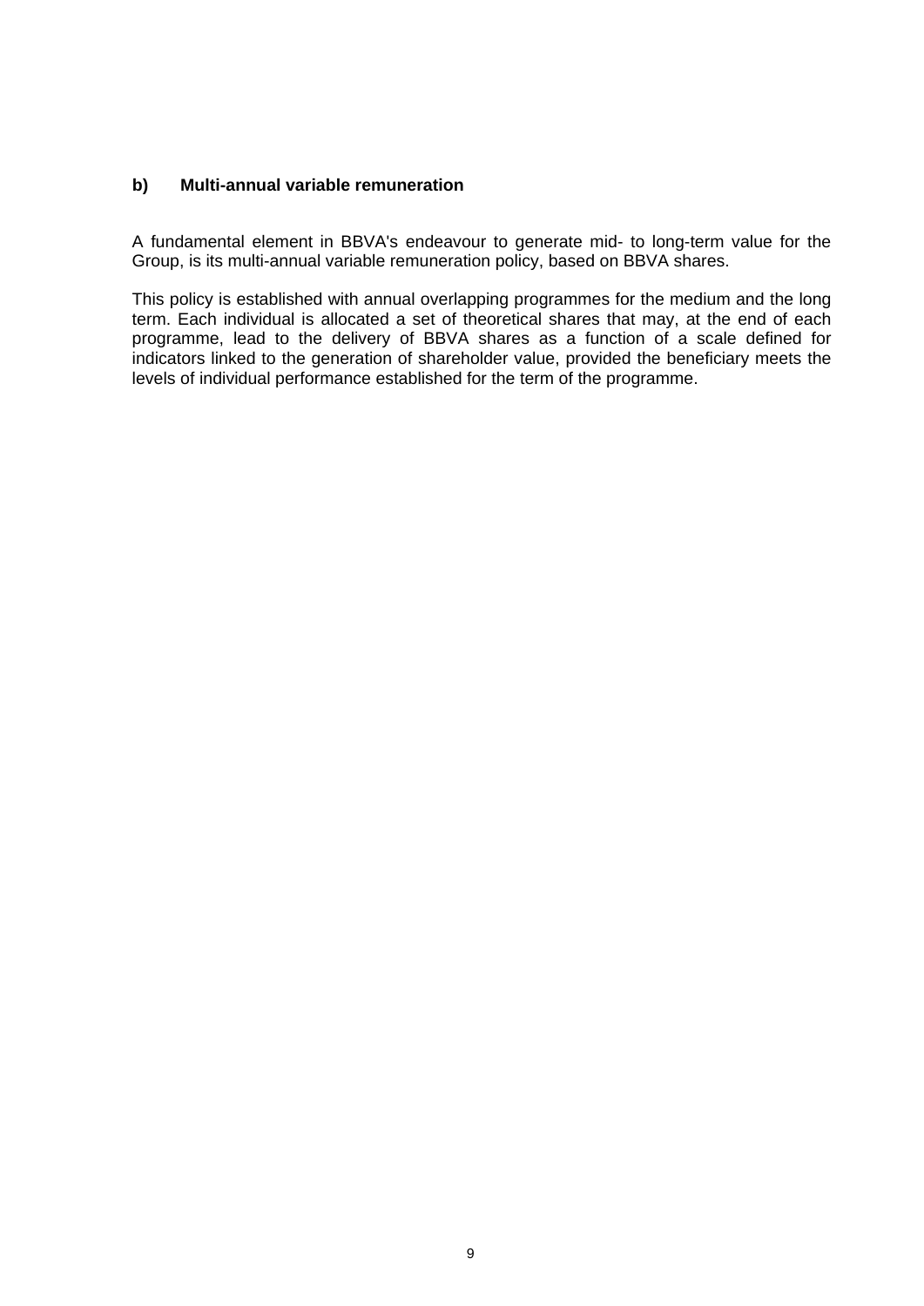### b) Multi-annual variable remuneration

A fundamental element in BBVA's endeavour to generate mid- to long-term value for the Group, is its multi-annual variable remuneration policy, based on BBVA shares.

This policy is established with annual overlapping programmes for the medium and the long term. Each individual is allocated a set of theoretical shares that may, at the end of each programme, lead to the delivery of BBVA shares as a function of a scale defined for indicators linked to the generation of shareholder value, provided the beneficiary meets the levels of individual performance established for the term of the programme.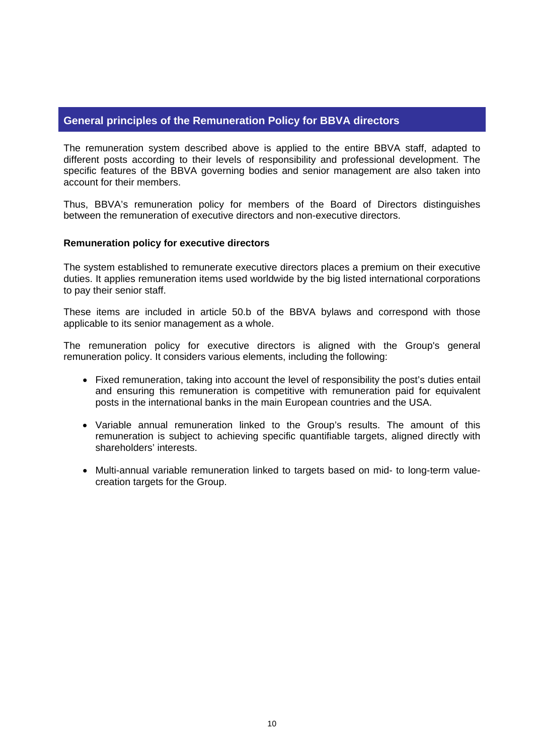## General principles of the Remuneration Policy for BBVA directors

The remuneration system described above is applied to the entire BBVA staff, adapted to different posts according to their levels of responsibility and professional development. The specific features of the BBVA governing bodies and senior management are also taken into account for their members.

Thus, BBVA's remuneration policy for members of the Board of Directors distinguishes between the remuneration of executive directors and non-executive directors.

### Remuneration policy for executive directors

The system established to remunerate executive directors places a premium on their executive duties. It applies remuneration items used worldwide by the big listed international corporations to pay their senior staff.

These items are included in article 50.b of the BBVA bylaws and correspond with those applicable to its senior management as a whole.

The remuneration policy for executive directors is aligned with the Group's general remuneration policy. It considers various elements, including the following:

- Fixed remuneration, taking into account the level of responsibility the post's duties entail and ensuring this remuneration is competitive with remuneration paid for equivalent posts in the international banks in the main European countries and the USA.
- Variable annual remuneration linked to the Group's results. The amount of this remuneration is subject to achieving specific quantifiable targets, aligned directly with shareholders' interests.
- Multi-annual variable remuneration linked to targets based on mid- to long-term value-creation targets for the Group.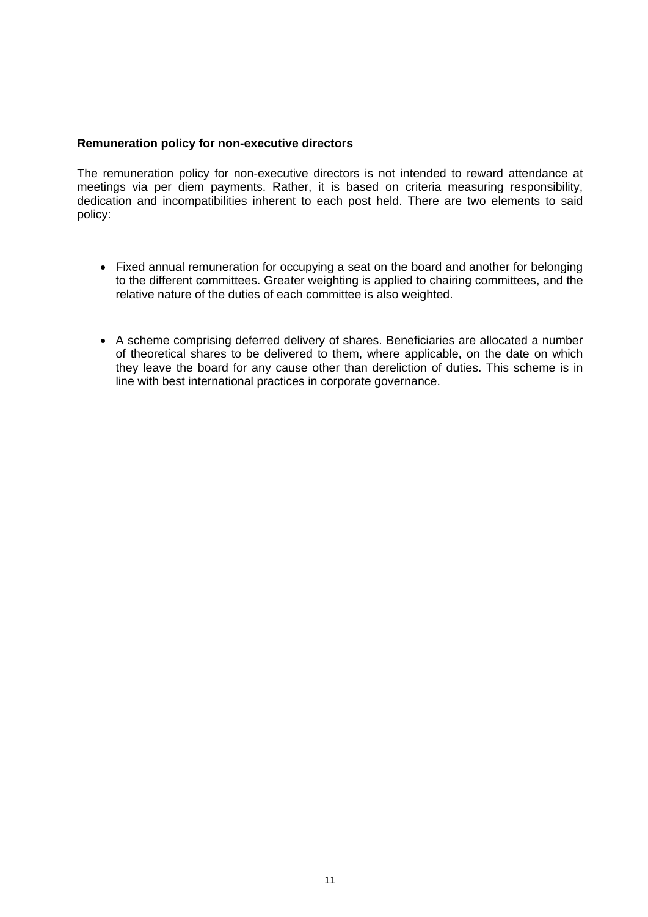**Remuneration policy for non-executive directors**

The remuneration policy for non-executive directors is not intended to reward attendance at meetings via per diem payments. Rather, it is based on criteria measuring responsibility, dedication and incompatibilities inherent to each post held. There are two elements to said policy:

- Fixed annual remuneration for occupying a seat on the board and another for belonging to the different committees. Greater weighting is applied to chairing committees, and the relative nature of the duties of each committee is also weighted.

- A scheme comprising deferred delivery of shares. Beneficiaries are allocated a number of theoretical shares to be delivered to them, where applicable, on the date on which they leave the board for any cause other than dereliction of duties. This scheme is in line with best international practices in corporate governance.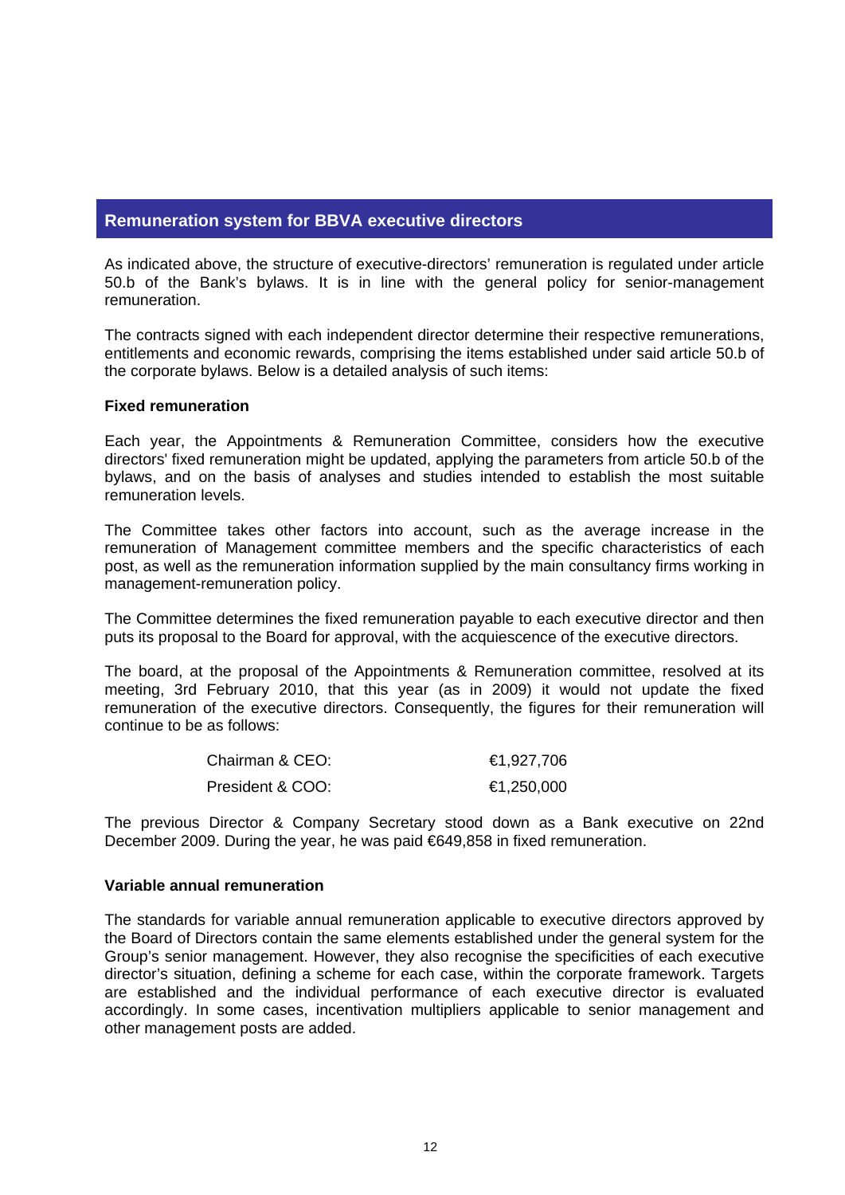## Remuneration system for BBVA executive directors

As indicated above, the structure of executive-directors' remuneration is regulated under article 50.b of the Bank's bylaws. It is in line with the general policy for senior-management remuneration.

The contracts signed with each independent director determine their respective remunerations, entitlements and economic rewards, comprising the items established under said article 50.b of the corporate bylaws. Below is a detailed analysis of such items:

**Fixed remuneration**

Each year, the Appointments & Remuneration Committee, considers how the executive directors' fixed remuneration might be updated, applying the parameters from article 50.b of the bylaws, and on the basis of analyses and studies intended to establish the most suitable remuneration levels.

The Committee takes other factors into account, such as the average increase in the remuneration of Management committee members and the specific characteristics of each post, as well as the remuneration information supplied by the main consultancy firms working in management-remuneration policy.

The Committee determines the fixed remuneration payable to each executive director and then puts its proposal to the Board for approval, with the acquiescence of the executive directors.

The board, at the proposal of the Appointments & Remuneration committee, resolved at its meeting, 3rd February 2010, that this year (as in 2009) it would not update the fixed remuneration of the executive directors. Consequently, the figures for their remuneration will continue to be as follows:

| | |
|---|---|
| Chairman & CEO: | €1,927,706 |
| President & COO: | €1,250,000 |

The previous Director & Company Secretary stood down as a Bank executive on 22nd December 2009. During the year, he was paid €649,858 in fixed remuneration.

**Variable annual remuneration**

The standards for variable annual remuneration applicable to executive directors approved by the Board of Directors contain the same elements established under the general system for the Group's senior management. However, they also recognise the specificities of each executive director's situation, defining a scheme for each case, within the corporate framework. Targets are established and the individual performance of each executive director is evaluated accordingly. In some cases, incentivation multipliers applicable to senior management and other management posts are added.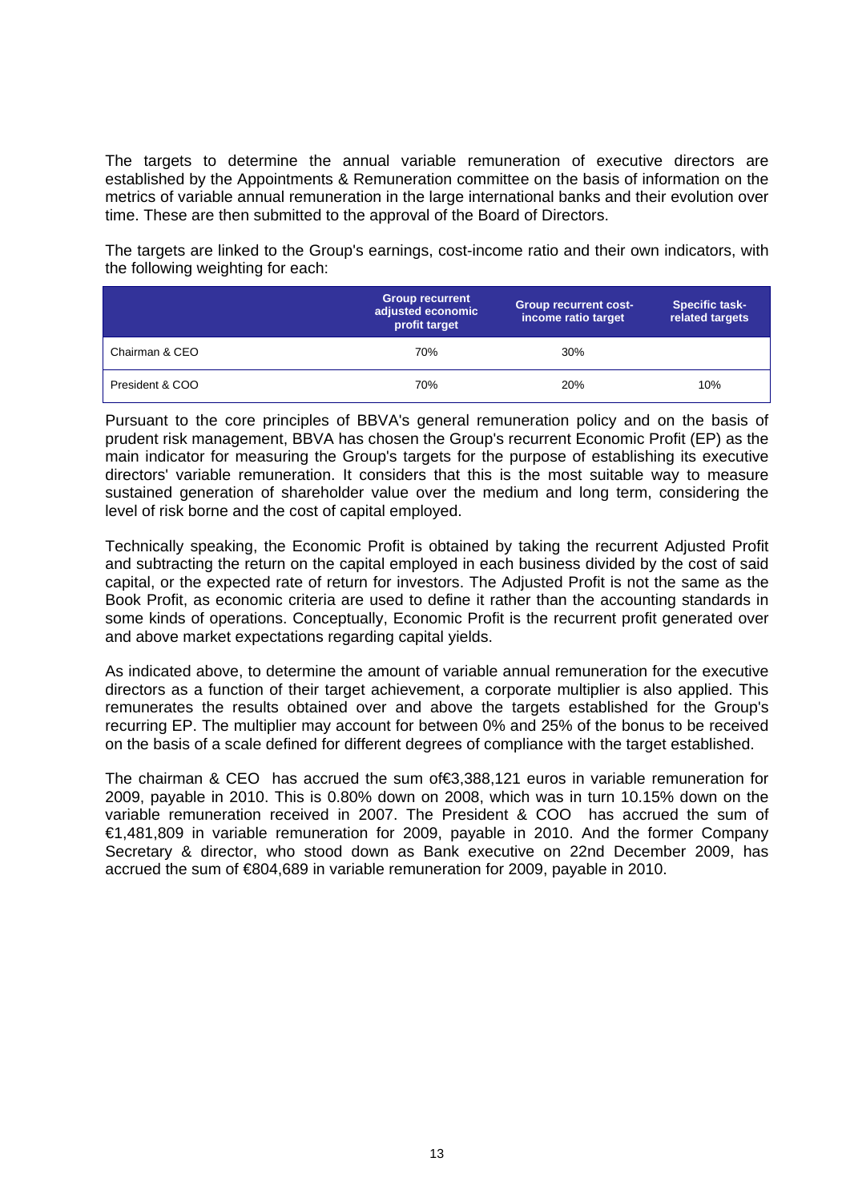The targets to determine the annual variable remuneration of executive directors are established by the Appointments & Remuneration committee on the basis of information on the metrics of variable annual remuneration in the large international banks and their evolution over time. These are then submitted to the approval of the Board of Directors.

The targets are linked to the Group's earnings, cost-income ratio and their own indicators, with the following weighting for each:

| | Group recurrent adjusted economic profit target | Group recurrent cost-income ratio target | Specific task-related targets |
|---|---|---|---|
| Chairman & CEO | 70% | 30% | |
| President & COO | 70% | 20% | 10% |

Pursuant to the core principles of BBVA's general remuneration policy and on the basis of prudent risk management, BBVA has chosen the Group's recurrent Economic Profit (EP) as the main indicator for measuring the Group's targets for the purpose of establishing its executive directors' variable remuneration. It considers that this is the most suitable way to measure sustained generation of shareholder value over the medium and long term, considering the level of risk borne and the cost of capital employed.

Technically speaking, the Economic Profit is obtained by taking the recurrent Adjusted Profit and subtracting the return on the capital employed in each business divided by the cost of said capital, or the expected rate of return for investors. The Adjusted Profit is not the same as the Book Profit, as economic criteria are used to define it rather than the accounting standards in some kinds of operations. Conceptually, Economic Profit is the recurrent profit generated over and above market expectations regarding capital yields.

As indicated above, to determine the amount of variable annual remuneration for the executive directors as a function of their target achievement, a corporate multiplier is also applied. This remunerates the results obtained over and above the targets established for the Group's recurring EP. The multiplier may account for between 0% and 25% of the bonus to be received on the basis of a scale defined for different degrees of compliance with the target established.

The chairman & CEO has accrued the sum of€3,388,121 euros in variable remuneration for 2009, payable in 2010. This is 0.80% down on 2008, which was in turn 10.15% down on the variable remuneration received in 2007. The President & COO has accrued the sum of €1,481,809 in variable remuneration for 2009, payable in 2010. And the former Company Secretary & director, who stood down as Bank executive on 22nd December 2009, has accrued the sum of €804,689 in variable remuneration for 2009, payable in 2010.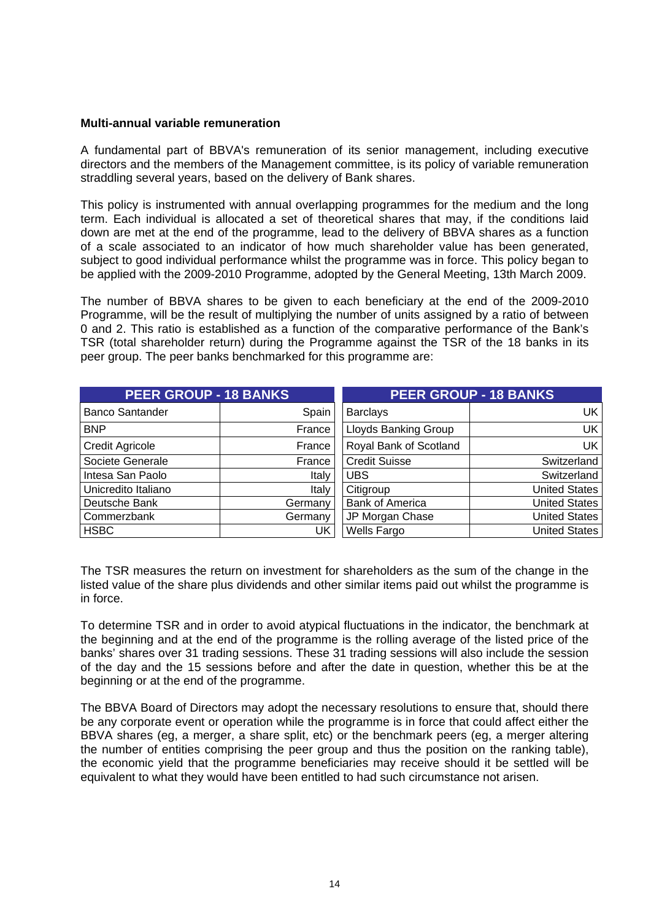**Multi-annual variable remuneration**

A fundamental part of BBVA's remuneration of its senior management, including executive directors and the members of the Management committee, is its policy of variable remuneration straddling several years, based on the delivery of Bank shares.

This policy is instrumented with annual overlapping programmes for the medium and the long term. Each individual is allocated a set of theoretical shares that may, if the conditions laid down are met at the end of the programme, lead to the delivery of BBVA shares as a function of a scale associated to an indicator of how much shareholder value has been generated, subject to good individual performance whilst the programme was in force. This policy began to be applied with the 2009-2010 Programme, adopted by the General Meeting, 13th March 2009.

The number of BBVA shares to be given to each beneficiary at the end of the 2009-2010 Programme, will be the result of multiplying the number of units assigned by a ratio of between 0 and 2. This ratio is established as a function of the comparative performance of the Bank's TSR (total shareholder return) during the Programme against the TSR of the 18 banks in its peer group. The peer banks benchmarked for this programme are:

| PEER GROUP - 18 BANKS | | PEER GROUP - 18 BANKS | |
|---|---|---|---|
| Banco Santander | Spain | Barclays | UK |
| BNP | France | Lloyds Banking Group | UK |
| Credit Agricole | France | Royal Bank of Scotland | UK |
| Societe Generale | France | Credit Suisse | Switzerland |
| Intesa San Paolo | Italy | UBS | Switzerland |
| Unicredito Italiano | Italy | Citigroup | United States |
| Deutsche Bank | Germany | Bank of America | United States |
| Commerzbank | Germany | JP Morgan Chase | United States |
| HSBC | UK | Wells Fargo | United States |

The TSR measures the return on investment for shareholders as the sum of the change in the listed value of the share plus dividends and other similar items paid out whilst the programme is in force.

To determine TSR and in order to avoid atypical fluctuations in the indicator, the benchmark at the beginning and at the end of the programme is the rolling average of the listed price of the banks' shares over 31 trading sessions. These 31 trading sessions will also include the session of the day and the 15 sessions before and after the date in question, whether this be at the beginning or at the end of the programme.

The BBVA Board of Directors may adopt the necessary resolutions to ensure that, should there be any corporate event or operation while the programme is in force that could affect either the BBVA shares (eg, a merger, a share split, etc) or the benchmark peers (eg, a merger altering the number of entities comprising the peer group and thus the position on the ranking table), the economic yield that the programme beneficiaries may receive should it be settled will be equivalent to what they would have been entitled to had such circumstance not arisen.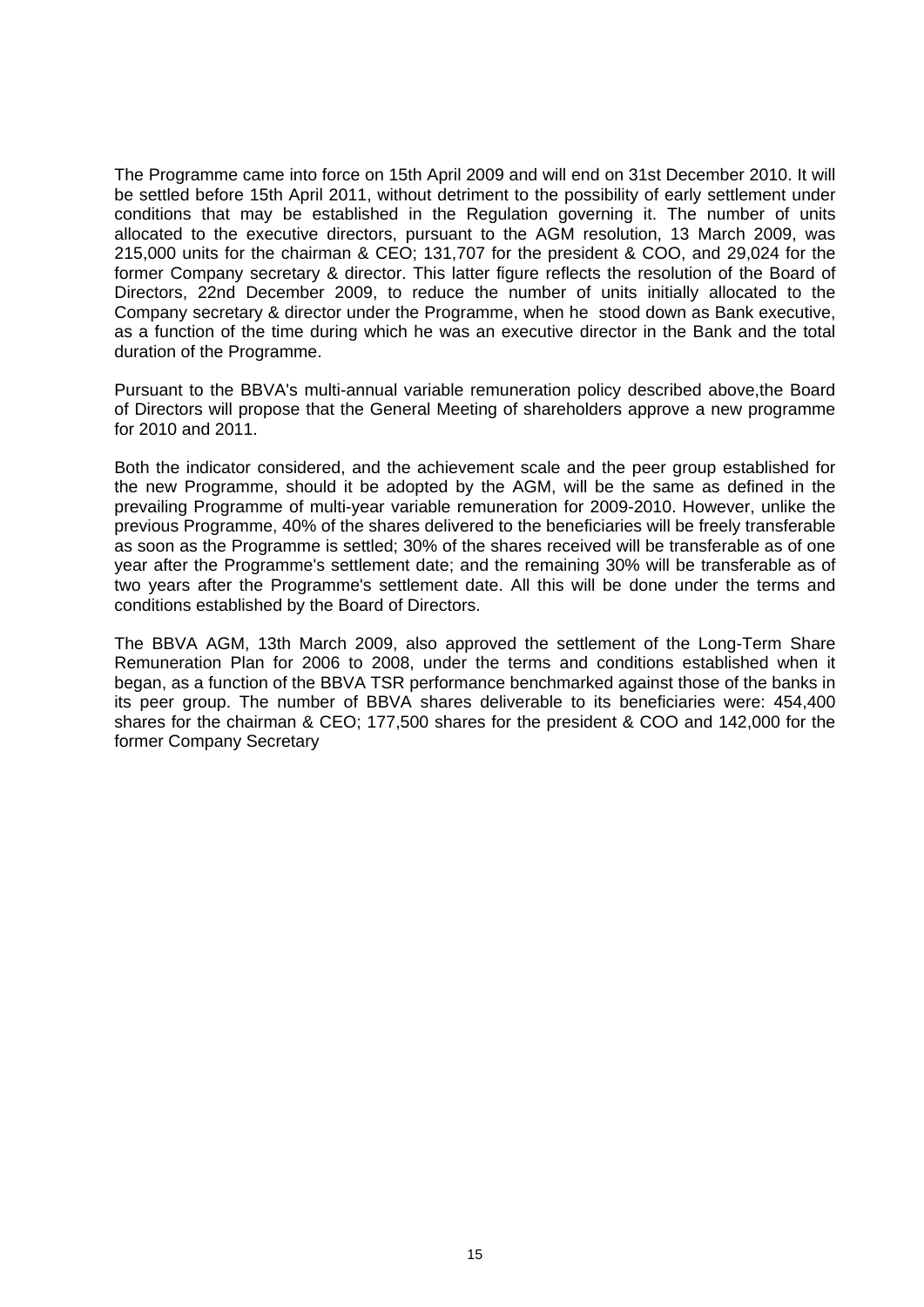The Programme came into force on 15th April 2009 and will end on 31st December 2010. It will be settled before 15th April 2011, without detriment to the possibility of early settlement under conditions that may be established in the Regulation governing it. The number of units allocated to the executive directors, pursuant to the AGM resolution, 13 March 2009, was 215,000 units for the chairman & CEO; 131,707 for the president & COO, and 29,024 for the former Company secretary & director. This latter figure reflects the resolution of the Board of Directors, 22nd December 2009, to reduce the number of units initially allocated to the Company secretary & director under the Programme, when he stood down as Bank executive, as a function of the time during which he was an executive director in the Bank and the total duration of the Programme.

Pursuant to the BBVA's multi-annual variable remuneration policy described above,the Board of Directors will propose that the General Meeting of shareholders approve a new programme for 2010 and 2011.

Both the indicator considered, and the achievement scale and the peer group established for the new Programme, should it be adopted by the AGM, will be the same as defined in the prevailing Programme of multi-year variable remuneration for 2009-2010. However, unlike the previous Programme, 40% of the shares delivered to the beneficiaries will be freely transferable as soon as the Programme is settled; 30% of the shares received will be transferable as of one year after the Programme's settlement date; and the remaining 30% will be transferable as of two years after the Programme's settlement date. All this will be done under the terms and conditions established by the Board of Directors.

The BBVA AGM, 13th March 2009, also approved the settlement of the Long-Term Share Remuneration Plan for 2006 to 2008, under the terms and conditions established when it began, as a function of the BBVA TSR performance benchmarked against those of the banks in its peer group. The number of BBVA shares deliverable to its beneficiaries were: 454,400 shares for the chairman & CEO; 177,500 shares for the president & COO and 142,000 for the former Company Secretary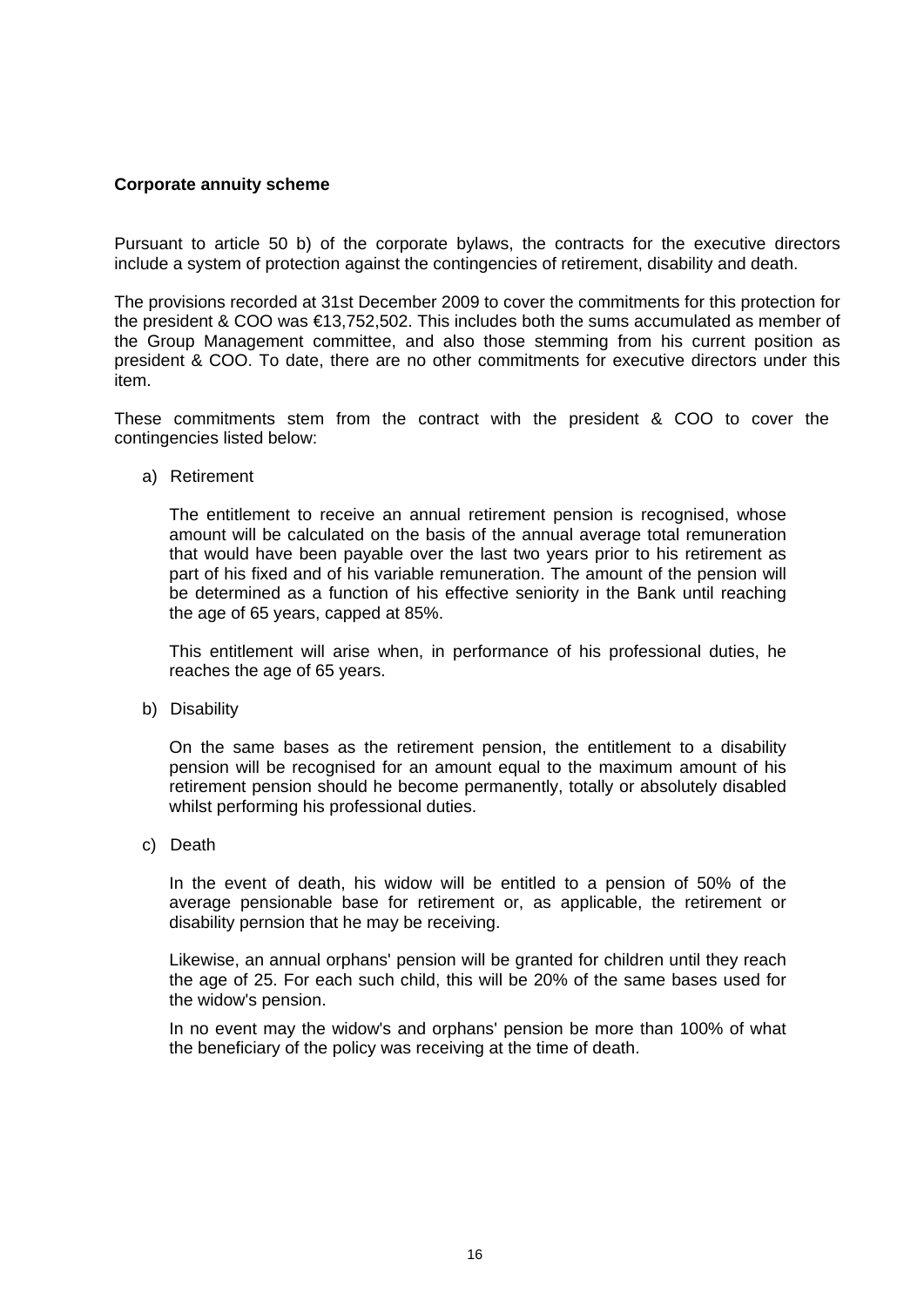**Corporate annuity scheme**

Pursuant to article 50 b) of the corporate bylaws, the contracts for the executive directors include a system of protection against the contingencies of retirement, disability and death.

The provisions recorded at 31st December 2009 to cover the commitments for this protection for the president & COO was €13,752,502. This includes both the sums accumulated as member of the Group Management committee, and also those stemming from his current position as president & COO. To date, there are no other commitments for executive directors under this item.

These commitments stem from the contract with the president & COO to cover the contingencies listed below:

a) Retirement

   The entitlement to receive an annual retirement pension is recognised, whose amount will be calculated on the basis of the annual average total remuneration that would have been payable over the last two years prior to his retirement as part of his fixed and of his variable remuneration. The amount of the pension will be determined as a function of his effective seniority in the Bank until reaching the age of 65 years, capped at 85%.

   This entitlement will arise when, in performance of his professional duties, he reaches the age of 65 years.

b) Disability

   On the same bases as the retirement pension, the entitlement to a disability pension will be recognised for an amount equal to the maximum amount of his retirement pension should he become permanently, totally or absolutely disabled whilst performing his professional duties.

c) Death

   In the event of death, his widow will be entitled to a pension of 50% of the average pensionable base for retirement or, as applicable, the retirement or disability pernsion that he may be receiving.

   Likewise, an annual orphans' pension will be granted for children until they reach the age of 25. For each such child, this will be 20% of the same bases used for the widow's pension.

   In no event may the widow's and orphans' pension be more than 100% of what the beneficiary of the policy was receiving at the time of death.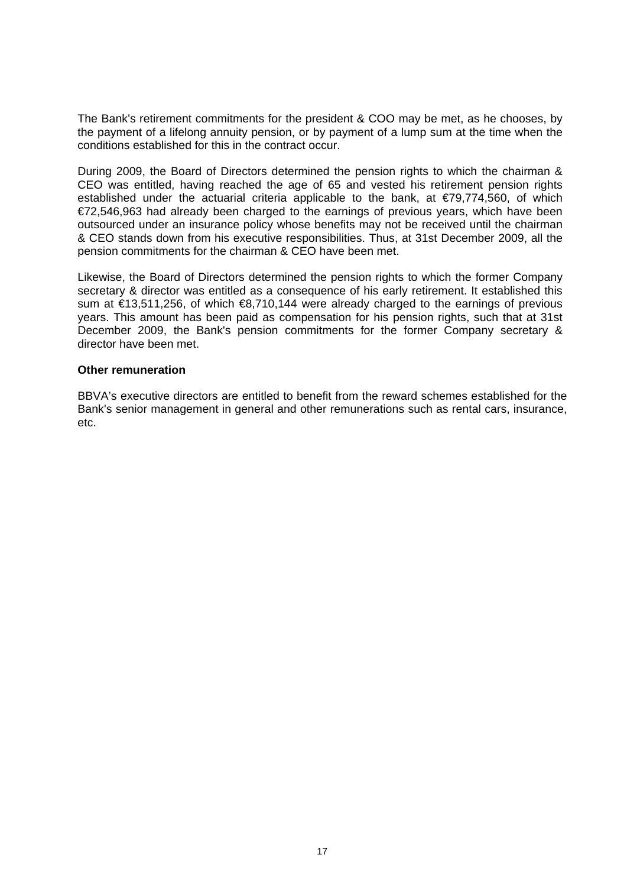The Bank's retirement commitments for the president & COO may be met, as he chooses, by the payment of a lifelong annuity pension, or by payment of a lump sum at the time when the conditions established for this in the contract occur.

During 2009, the Board of Directors determined the pension rights to which the chairman & CEO was entitled, having reached the age of 65 and vested his retirement pension rights established under the actuarial criteria applicable to the bank, at €79,774,560, of which €72,546,963 had already been charged to the earnings of previous years, which have been outsourced under an insurance policy whose benefits may not be received until the chairman & CEO stands down from his executive responsibilities. Thus, at 31st December 2009, all the pension commitments for the chairman & CEO have been met.

Likewise, the Board of Directors determined the pension rights to which the former Company secretary & director was entitled as a consequence of his early retirement. It established this sum at €13,511,256, of which €8,710,144 were already charged to the earnings of previous years. This amount has been paid as compensation for his pension rights, such that at 31st December 2009, the Bank's pension commitments for the former Company secretary & director have been met.

**Other remuneration**

BBVA's executive directors are entitled to benefit from the reward schemes established for the Bank's senior management in general and other remunerations such as rental cars, insurance, etc.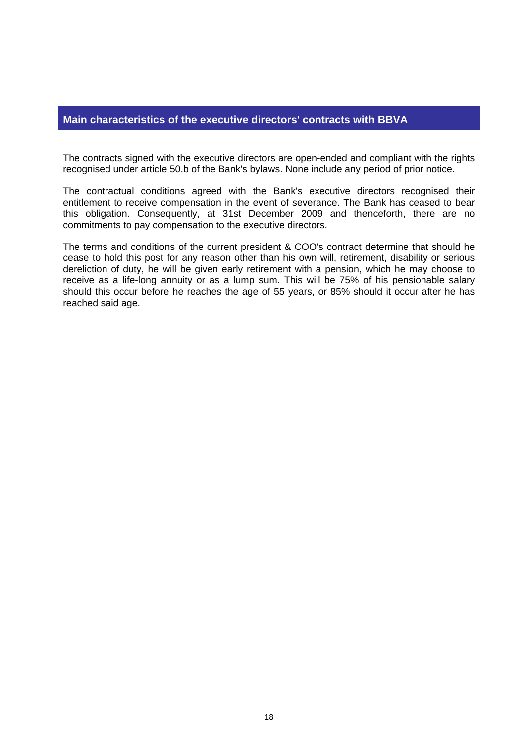## Main characteristics of the executive directors' contracts with BBVA

The contracts signed with the executive directors are open-ended and compliant with the rights recognised under article 50.b of the Bank's bylaws. None include any period of prior notice.

The contractual conditions agreed with the Bank's executive directors recognised their entitlement to receive compensation in the event of severance. The Bank has ceased to bear this obligation. Consequently, at 31st December 2009 and thenceforth, there are no commitments to pay compensation to the executive directors.

The terms and conditions of the current president & COO's contract determine that should he cease to hold this post for any reason other than his own will, retirement, disability or serious dereliction of duty, he will be given early retirement with a pension, which he may choose to receive as a life-long annuity or as a lump sum. This will be 75% of his pensionable salary should this occur before he reaches the age of 55 years, or 85% should it occur after he has reached said age.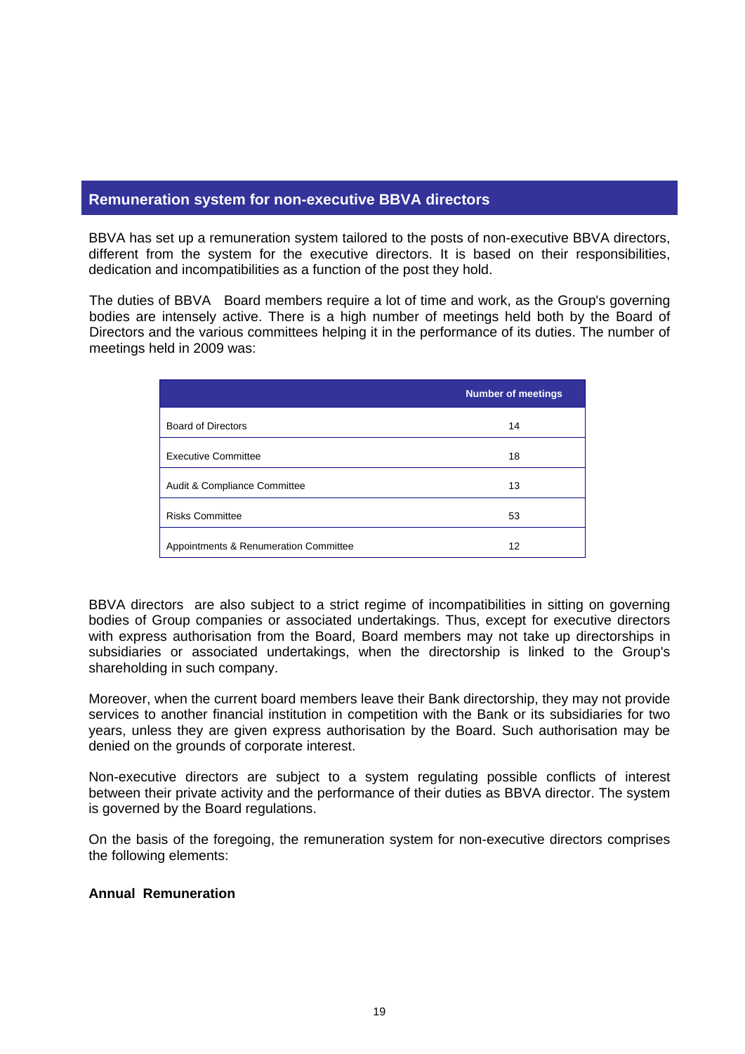## Remuneration system for non-executive BBVA directors

BBVA has set up a remuneration system tailored to the posts of non-executive BBVA directors, different from the system for the executive directors. It is based on their responsibilities, dedication and incompatibilities as a function of the post they hold.

The duties of BBVA Board members require a lot of time and work, as the Group's governing bodies are intensely active. There is a high number of meetings held both by the Board of Directors and the various committees helping it in the performance of its duties. The number of meetings held in 2009 was:

| | Number of meetings |
|---|---|
| Board of Directors | 14 |
| Executive Committee | 18 |
| Audit & Compliance Committee | 13 |
| Risks Committee | 53 |
| Appointments & Renumeration Committee | 12 |

BBVA directors are also subject to a strict regime of incompatibilities in sitting on governing bodies of Group companies or associated undertakings. Thus, except for executive directors with express authorisation from the Board, Board members may not take up directorships in subsidiaries or associated undertakings, when the directorship is linked to the Group's shareholding in such company.

Moreover, when the current board members leave their Bank directorship, they may not provide services to another financial institution in competition with the Bank or its subsidiaries for two years, unless they are given express authorisation by the Board. Such authorisation may be denied on the grounds of corporate interest.

Non-executive directors are subject to a system regulating possible conflicts of interest between their private activity and the performance of their duties as BBVA director. The system is governed by the Board regulations.

On the basis of the foregoing, the remuneration system for non-executive directors comprises the following elements:

**Annual Remuneration**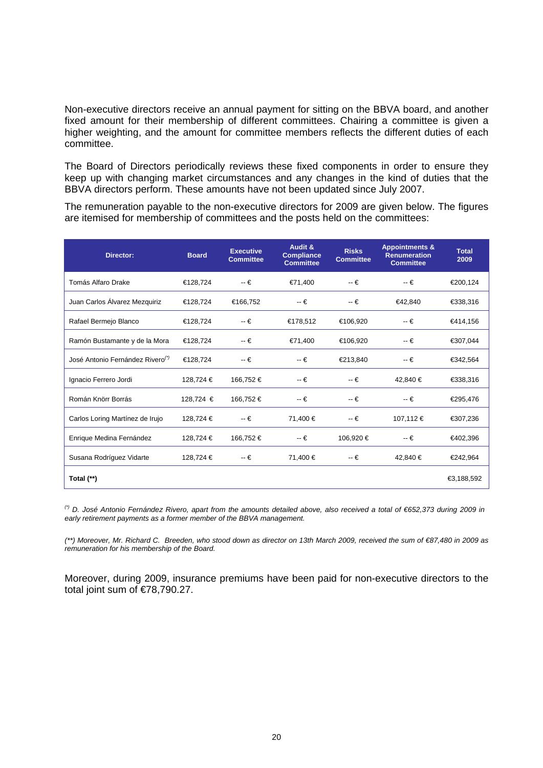Non-executive directors receive an annual payment for sitting on the BBVA board, and another fixed amount for their membership of different committees. Chairing a committee is given a higher weighting, and the amount for committee members reflects the different duties of each committee.

The Board of Directors periodically reviews these fixed components in order to ensure they keep up with changing market circumstances and any changes in the kind of duties that the BBVA directors perform. These amounts have not been updated since July 2007.

The remuneration payable to the non-executive directors for 2009 are given below. The figures are itemised for membership of committees and the posts held on the committees:

| Director: | Board | Executive Committee | Audit & Compliance Committee | Risks Committee | Appointments & Renumeration Committee | Total 2009 |
|---|---|---|---|---|---|---|
| Tomás Alfaro Drake | €128,724 | -- € | €71,400 | -- € | -- € | €200,124 |
| Juan Carlos Álvarez Mezquiriz | €128,724 | €166,752 | -- € | -- € | €42,840 | €338,316 |
| Rafael Bermejo Blanco | €128,724 | -- € | €178,512 | €106,920 | -- € | €414,156 |
| Ramón Bustamante y de la Mora | €128,724 | -- € | €71,400 | €106,920 | -- € | €307,044 |
| José Antonio Fernández Rivero(*) | €128,724 | -- € | -- € | €213,840 | -- € | €342,564 |
| Ignacio Ferrero Jordi | 128,724 € | 166,752 € | -- € | -- € | 42,840 € | €338,316 |
| Román Knörr Borrás | 128,724 € | 166,752 € | -- € | -- € | -- € | €295,476 |
| Carlos Loring Martínez de Irujo | 128,724 € | -- € | 71,400 € | -- € | 107,112 € | €307,236 |
| Enrique Medina Fernández | 128,724 € | 166,752 € | -- € | 106,920 € | -- € | €402,396 |
| Susana Rodríguez Vidarte | 128,724 € | -- € | 71,400 € | -- € | 42,840 € | €242,964 |
| **Total (\*\*)** | | | | | | €3,188,592 |

*(\*) D. José Antonio Fernández Rivero, apart from the amounts detailed above, also received a total of €652,373 during 2009 in early retirement payments as a former member of the BBVA management.*

*(\*\*) Moreover, Mr. Richard C. Breeden, who stood down as director on 13th March 2009, received the sum of €87,480 in 2009 as remuneration for his membership of the Board.*

Moreover, during 2009, insurance premiums have been paid for non-executive directors to the total joint sum of €78,790.27.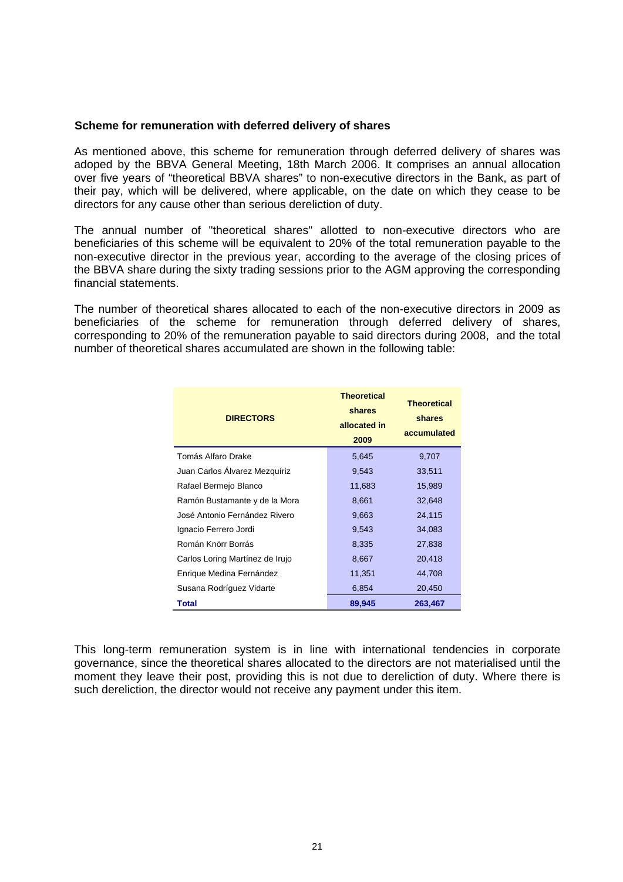**Scheme for remuneration with deferred delivery of shares**

As mentioned above, this scheme for remuneration through deferred delivery of shares was adoped by the BBVA General Meeting, 18th March 2006. It comprises an annual allocation over five years of "theoretical BBVA shares" to non-executive directors in the Bank, as part of their pay, which will be delivered, where applicable, on the date on which they cease to be directors for any cause other than serious dereliction of duty.

The annual number of "theoretical shares" allotted to non-executive directors who are beneficiaries of this scheme will be equivalent to 20% of the total remuneration payable to the non-executive director in the previous year, according to the average of the closing prices of the BBVA share during the sixty trading sessions prior to the AGM approving the corresponding financial statements.

The number of theoretical shares allocated to each of the non-executive directors in 2009 as beneficiaries of the scheme for remuneration through deferred delivery of shares, corresponding to 20% of the remuneration payable to said directors during 2008, and the total number of theoretical shares accumulated are shown in the following table:

| DIRECTORS | Theoretical shares allocated in 2009 | Theoretical shares accumulated |
|---|---|---|
| Tomás Alfaro Drake | 5,645 | 9,707 |
| Juan Carlos Álvarez Mezquíriz | 9,543 | 33,511 |
| Rafael Bermejo Blanco | 11,683 | 15,989 |
| Ramón Bustamante y de la Mora | 8,661 | 32,648 |
| José Antonio Fernández Rivero | 9,663 | 24,115 |
| Ignacio Ferrero Jordi | 9,543 | 34,083 |
| Román Knörr Borrás | 8,335 | 27,838 |
| Carlos Loring Martínez de Irujo | 8,667 | 20,418 |
| Enrique Medina Fernández | 11,351 | 44,708 |
| Susana Rodríguez Vidarte | 6,854 | 20,450 |
| **Total** | **89,945** | **263,467** |

This long-term remuneration system is in line with international tendencies in corporate governance, since the theoretical shares allocated to the directors are not materialised until the moment they leave their post, providing this is not due to dereliction of duty. Where there is such dereliction, the director would not receive any payment under this item.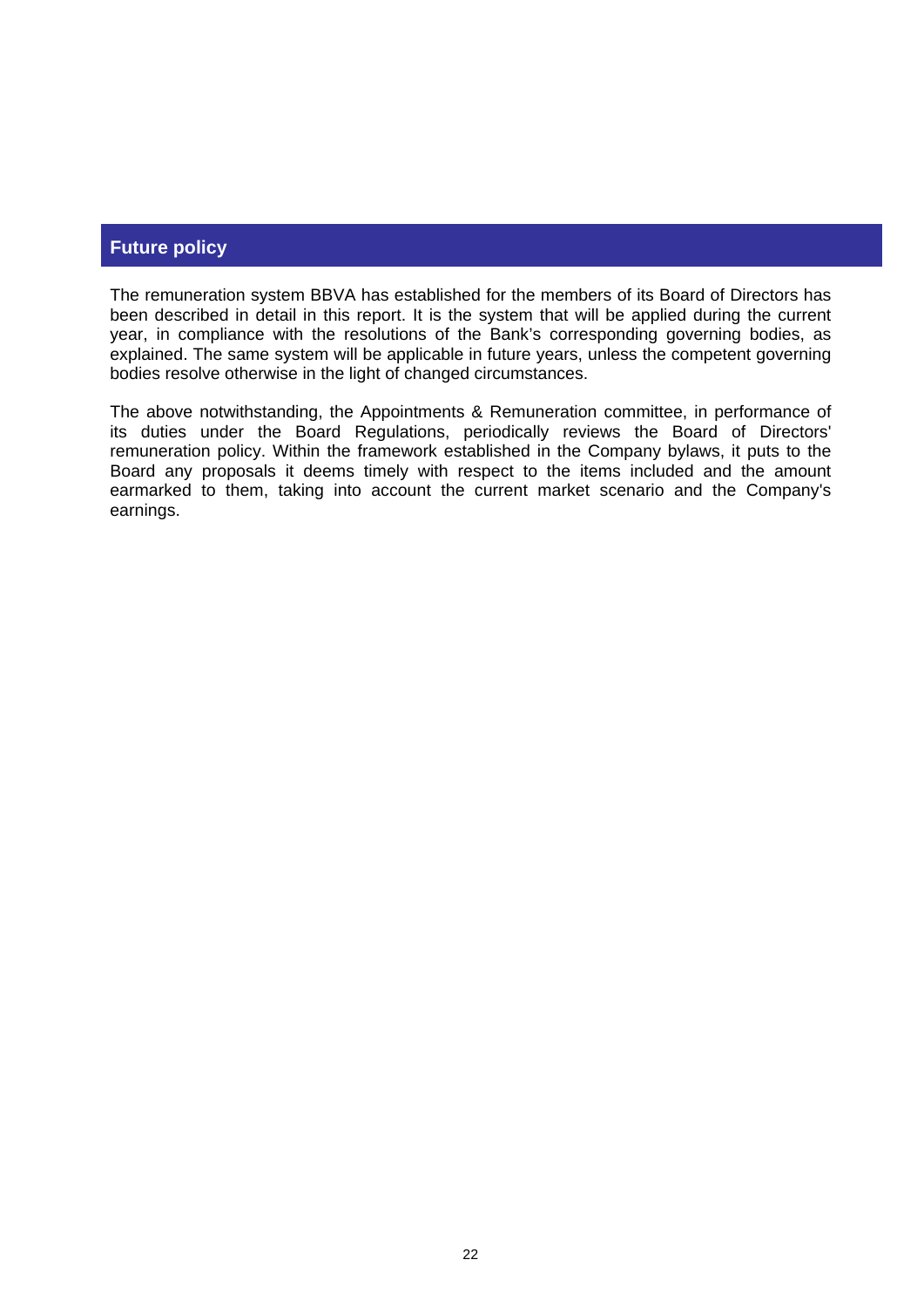## Future policy

The remuneration system BBVA has established for the members of its Board of Directors has been described in detail in this report. It is the system that will be applied during the current year, in compliance with the resolutions of the Bank's corresponding governing bodies, as explained. The same system will be applicable in future years, unless the competent governing bodies resolve otherwise in the light of changed circumstances.

The above notwithstanding, the Appointments & Remuneration committee, in performance of its duties under the Board Regulations, periodically reviews the Board of Directors' remuneration policy. Within the framework established in the Company bylaws, it puts to the Board any proposals it deems timely with respect to the items included and the amount earmarked to them, taking into account the current market scenario and the Company's earnings.